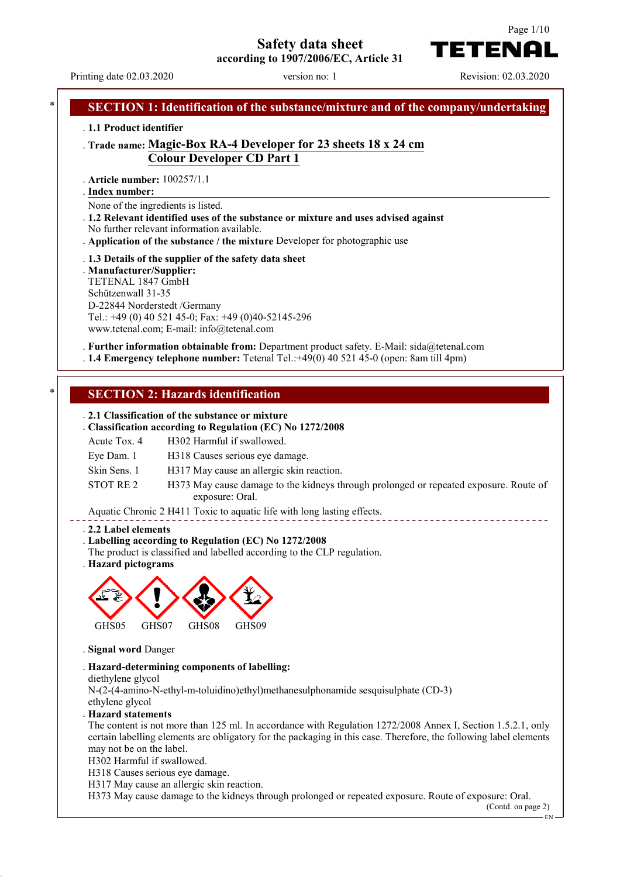# Safety data sheet

**according to 1907/2006/EC, Article 31**

Printing date 02.03.2020 version no: 1 Revision: 02.03.2020

## SECTION 1: Identification of the substance/mixture and of the company/undertaking

- **1.1 Product identifier**
- **Trade name: Magic-Box RA-4 Developer for 23 sheets 18 x 24 cm Colour Developer CD Part 1**
- **Article number:** 100257/1.1
- **Index number:**

None of the ingredients is listed.

- **1.2 Relevant identified uses of the substance or mixture and uses advised against**

No further relevant information available.

- **Application of the substance / the mixture** Developer for photographic use
- **1.3 Details of the supplier of the safety data sheet**
- **Manufacturer/Supplier:**

TETENAL 1847 GmbH
Schützenwall 31-35
D-22844 Norderstedt /Germany
Tel.: +49 (0) 40 521 45-0; Fax: +49 (0)40-52145-296
www.tetenal.com; E-mail: info@tetenal.com

- **Further information obtainable from:** Department product safety. E-Mail: sida@tetenal.com
- **1.4 Emergency telephone number:** Tetenal Tel.:+49(0) 40 521 45-0 (open: 8am till 4pm)

## SECTION 2: Hazards identification

- **2.1 Classification of the substance or mixture**
- **Classification according to Regulation (EC) No 1272/2008**

| | |
|---|---|
| Acute Tox. 4 | H302 Harmful if swallowed. |
| Eye Dam. 1 | H318 Causes serious eye damage. |
| Skin Sens. 1 | H317 May cause an allergic skin reaction. |
| STOT RE 2 | H373 May cause damage to the kidneys through prolonged or repeated exposure. Route of exposure: Oral. |

Aquatic Chronic 2 H411 Toxic to aquatic life with long lasting effects.

- **2.2 Label elements**
- **Labelling according to Regulation (EC) No 1272/2008**

The product is classified and labelled according to the CLP regulation.

- **Hazard pictograms**

GHS05 GHS07 GHS08 GHS09

- **Signal word** Danger
- **Hazard-determining components of labelling:**

diethylene glycol
N-(2-(4-amino-N-ethyl-m-toluidino)ethyl)methanesulphonamide sesquisulphate (CD-3)
ethylene glycol

- **Hazard statements**

The content is not more than 125 ml. In accordance with Regulation 1272/2008 Annex I, Section 1.5.2.1, only certain labelling elements are obligatory for the packaging in this case. Therefore, the following label elements may not be on the label.

H302 Harmful if swallowed.
H318 Causes serious eye damage.
H317 May cause an allergic skin reaction.
H373 May cause damage to the kidneys through prolonged or repeated exposure. Route of exposure: Oral.

(Contd. on page 2)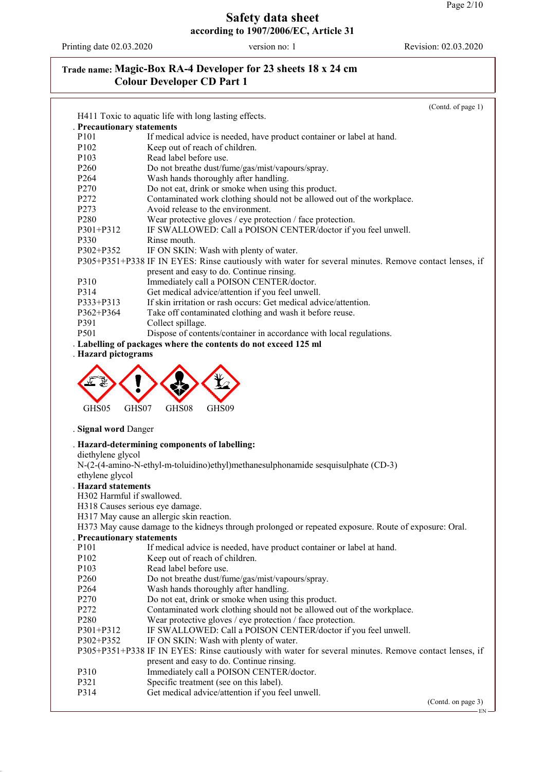## Trade name: Magic-Box RA-4 Developer for 23 sheets 18 x 24 cm Colour Developer CD Part 1

(Contd. of page 1)

H411 Toxic to aquatic life with long lasting effects.

**· Precautionary statements**

| | |
|---|---|
| P101 | If medical advice is needed, have product container or label at hand. |
| P102 | Keep out of reach of children. |
| P103 | Read label before use. |
| P260 | Do not breathe dust/fume/gas/mist/vapours/spray. |
| P264 | Wash hands thoroughly after handling. |
| P270 | Do not eat, drink or smoke when using this product. |
| P272 | Contaminated work clothing should not be allowed out of the workplace. |
| P273 | Avoid release to the environment. |
| P280 | Wear protective gloves / eye protection / face protection. |
| P301+P312 | IF SWALLOWED: Call a POISON CENTER/doctor if you feel unwell. |
| P330 | Rinse mouth. |
| P302+P352 | IF ON SKIN: Wash with plenty of water. |
| P305+P351+P338 | IF IN EYES: Rinse cautiously with water for several minutes. Remove contact lenses, if present and easy to do. Continue rinsing. |
| P310 | Immediately call a POISON CENTER/doctor. |
| P314 | Get medical advice/attention if you feel unwell. |
| P333+P313 | If skin irritation or rash occurs: Get medical advice/attention. |
| P362+P364 | Take off contaminated clothing and wash it before reuse. |
| P391 | Collect spillage. |
| P501 | Dispose of contents/container in accordance with local regulations. |

**· Labelling of packages where the contents do not exceed 125 ml**

**· Hazard pictograms**

GHS05 GHS07 GHS08 GHS09

**· Signal word** Danger

**· Hazard-determining components of labelling:**

diethylene glycol
N-(2-(4-amino-N-ethyl-m-toluidino)ethyl)methanesulphonamide sesquisulphate (CD-3)
ethylene glycol

**· Hazard statements**

H302 Harmful if swallowed.
H318 Causes serious eye damage.
H317 May cause an allergic skin reaction.
H373 May cause damage to the kidneys through prolonged or repeated exposure. Route of exposure: Oral.

**· Precautionary statements**

| | |
|---|---|
| P101 | If medical advice is needed, have product container or label at hand. |
| P102 | Keep out of reach of children. |
| P103 | Read label before use. |
| P260 | Do not breathe dust/fume/gas/mist/vapours/spray. |
| P264 | Wash hands thoroughly after handling. |
| P270 | Do not eat, drink or smoke when using this product. |
| P272 | Contaminated work clothing should not be allowed out of the workplace. |
| P280 | Wear protective gloves / eye protection / face protection. |
| P301+P312 | IF SWALLOWED: Call a POISON CENTER/doctor if you feel unwell. |
| P302+P352 | IF ON SKIN: Wash with plenty of water. |
| P305+P351+P338 | IF IN EYES: Rinse cautiously with water for several minutes. Remove contact lenses, if present and easy to do. Continue rinsing. |
| P310 | Immediately call a POISON CENTER/doctor. |
| P321 | Specific treatment (see on this label). |
| P314 | Get medical advice/attention if you feel unwell. |

(Contd. on page 3)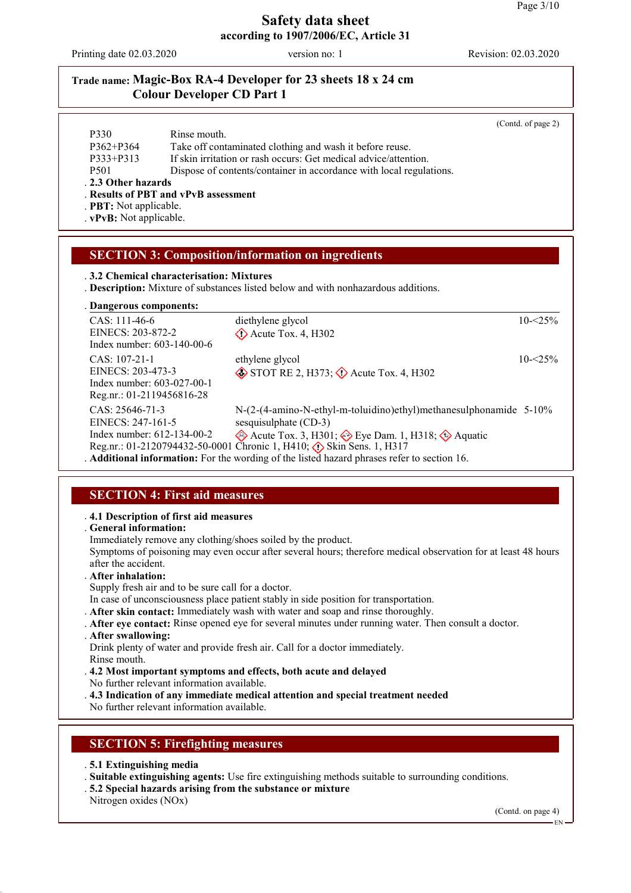**Trade name: Magic-Box RA-4 Developer for 23 sheets 18 x 24 cm Colour Developer CD Part 1**

(Contd. of page 2)

| | |
|---|---|
| P330 | Rinse mouth. |
| P362+P364 | Take off contaminated clothing and wash it before reuse. |
| P333+P313 | If skin irritation or rash occurs: Get medical advice/attention. |
| P501 | Dispose of contents/container in accordance with local regulations. |

**2.3 Other hazards**

**Results of PBT and vPvB assessment**

**PBT:** Not applicable.

**vPvB:** Not applicable.

## SECTION 3: Composition/information on ingredients

**3.2 Chemical characterisation: Mixtures**

**Description:** Mixture of substances listed below and with nonhazardous additions.

**Dangerous components:**

| Identifiers | Component / Classification | Concentration |
|---|---|---|
| CAS: 111-46-6<br>EINECS: 203-872-2<br>Index number: 603-140-00-6 | diethylene glycol<br>Acute Tox. 4, H302 | 10-<25% |
| CAS: 107-21-1<br>EINECS: 203-473-3<br>Index number: 603-027-00-1<br>Reg.nr.: 01-2119456816-28 | ethylene glycol<br>STOT RE 2, H373; Acute Tox. 4, H302 | 10-<25% |
| CAS: 25646-71-3<br>EINECS: 247-161-5<br>Index number: 612-134-00-2<br>Reg.nr.: 01-2120794432-50-0001 | N-(2-(4-amino-N-ethyl-m-toluidino)ethyl)methanesulphonamide sesquisulphate (CD-3)<br>Acute Tox. 3, H301; Eye Dam. 1, H318; Aquatic Chronic 1, H410; Skin Sens. 1, H317 | 5-10% |

**Additional information:** For the wording of the listed hazard phrases refer to section 16.

## SECTION 4: First aid measures

**4.1 Description of first aid measures**

**General information:**

Immediately remove any clothing/shoes soiled by the product.

Symptoms of poisoning may even occur after several hours; therefore medical observation for at least 48 hours after the accident.

**After inhalation:**

Supply fresh air and to be sure call for a doctor.

In case of unconsciousness place patient stably in side position for transportation.

**After skin contact:** Immediately wash with water and soap and rinse thoroughly.

**After eye contact:** Rinse opened eye for several minutes under running water. Then consult a doctor.

**After swallowing:**

Drink plenty of water and provide fresh air. Call for a doctor immediately.

Rinse mouth.

**4.2 Most important symptoms and effects, both acute and delayed**

No further relevant information available.

**4.3 Indication of any immediate medical attention and special treatment needed**

No further relevant information available.

## SECTION 5: Firefighting measures

**5.1 Extinguishing media**

**Suitable extinguishing agents:** Use fire extinguishing methods suitable to surrounding conditions.

**5.2 Special hazards arising from the substance or mixture**

Nitrogen oxides (NOx)

(Contd. on page 4)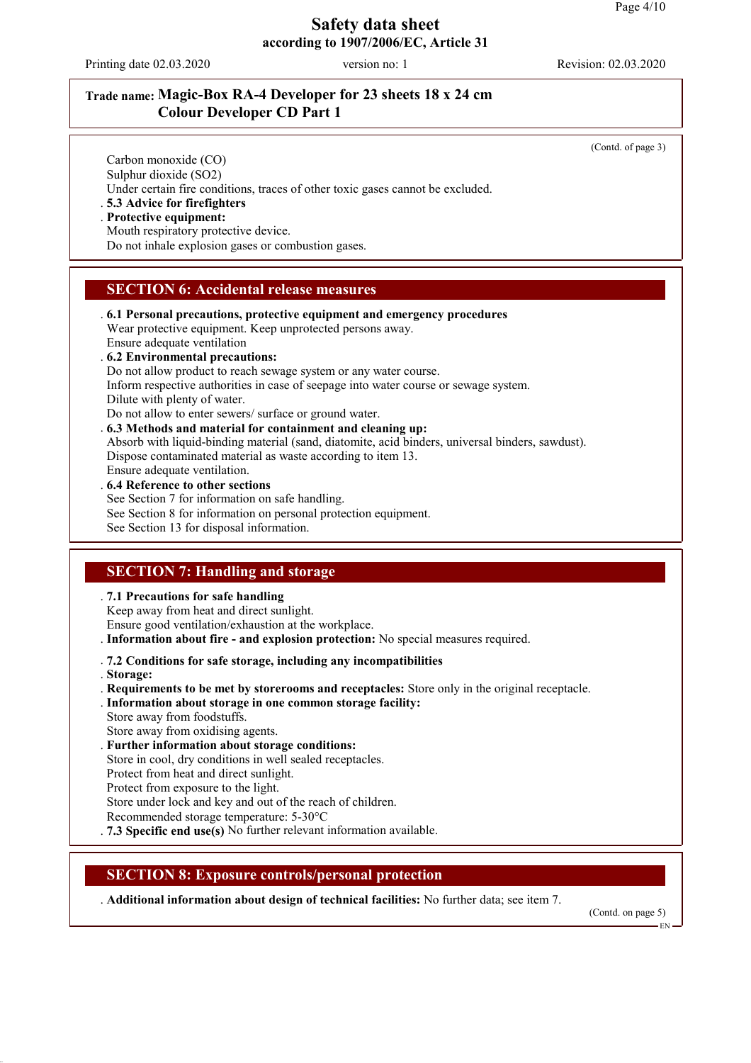**Trade name: Magic-Box RA-4 Developer for 23 sheets 18 x 24 cm Colour Developer CD Part 1**

(Contd. of page 3)

Carbon monoxide (CO)
Sulphur dioxide ($SO_2$)
Under certain fire conditions, traces of other toxic gases cannot be excluded.

- **5.3 Advice for firefighters**
- **Protective equipment:**
  Mouth respiratory protective device.
  Do not inhale explosion gases or combustion gases.

## SECTION 6: Accidental release measures

- **6.1 Personal precautions, protective equipment and emergency procedures**
  Wear protective equipment. Keep unprotected persons away.
  Ensure adequate ventilation
- **6.2 Environmental precautions:**
  Do not allow product to reach sewage system or any water course.
  Inform respective authorities in case of seepage into water course or sewage system.
  Dilute with plenty of water.
  Do not allow to enter sewers/ surface or ground water.
- **6.3 Methods and material for containment and cleaning up:**
  Absorb with liquid-binding material (sand, diatomite, acid binders, universal binders, sawdust).
  Dispose contaminated material as waste according to item 13.
  Ensure adequate ventilation.
- **6.4 Reference to other sections**
  See Section 7 for information on safe handling.
  See Section 8 for information on personal protection equipment.
  See Section 13 for disposal information.

## SECTION 7: Handling and storage

- **7.1 Precautions for safe handling**
  Keep away from heat and direct sunlight.
  Ensure good ventilation/exhaustion at the workplace.
- **Information about fire - and explosion protection:** No special measures required.
- **7.2 Conditions for safe storage, including any incompatibilities**
- **Storage:**
- **Requirements to be met by storerooms and receptacles:** Store only in the original receptacle.
- **Information about storage in one common storage facility:**
  Store away from foodstuffs.
  Store away from oxidising agents.
- **Further information about storage conditions:**
  Store in cool, dry conditions in well sealed receptacles.
  Protect from heat and direct sunlight.
  Protect from exposure to the light.
  Store under lock and key and out of the reach of children.
  Recommended storage temperature: 5-30°C
- **7.3 Specific end use(s)** No further relevant information available.

## SECTION 8: Exposure controls/personal protection

- **Additional information about design of technical facilities:** No further data; see item 7.

(Contd. on page 5)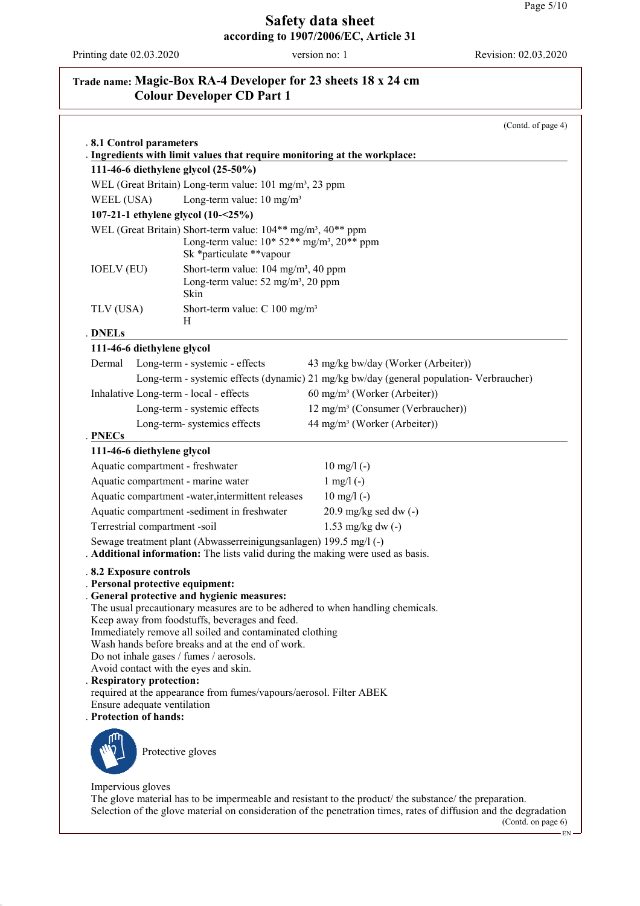## Trade name: Magic-Box RA-4 Developer for 23 sheets 18 x 24 cm Colour Developer CD Part 1

(Contd. of page 4)

### 8.1 Control parameters

**Ingredients with limit values that require monitoring at the workplace:**

**111-46-6 diethylene glycol (25-50%)**

| | |
|---|---|
| WEL (Great Britain) | Long-term value: 101 mg/m³, 23 ppm |
| WEEL (USA) | Long-term value: 10 mg/m³ |

**107-21-1 ethylene glycol (10-<25%)**

| | |
|---|---|
| WEL (Great Britain) | Short-term value: 104** mg/m³, 40** ppm<br>Long-term value: 10* 52** mg/m³, 20** ppm<br>Sk *particulate **vapour |
| IOELV (EU) | Short-term value: 104 mg/m³, 40 ppm<br>Long-term value: 52 mg/m³, 20 ppm<br>Skin |
| TLV (USA) | Short-term value: C 100 mg/m³<br>H |

**DNELs**

**111-46-6 diethylene glycol**

| | | |
|---|---|---|
| Dermal | Long-term - systemic - effects | 43 mg/kg bw/day (Worker (Arbeiter)) |
| | Long-term - systemic effects (dynamic) | 21 mg/kg bw/day (general population- Verbraucher) |
| Inhalative | Long-term - local - effects | 60 mg/m³ (Worker (Arbeiter)) |
| | Long-term - systemic effects | 12 mg/m³ (Consumer (Verbraucher)) |
| | Long-term- systemics effects | 44 mg/m³ (Worker (Arbeiter)) |

**PNECs**

**111-46-6 diethylene glycol**

| | |
|---|---|
| Aquatic compartment - freshwater | 10 mg/l (-) |
| Aquatic compartment - marine water | 1 mg/l (-) |
| Aquatic compartment -water,intermittent releases | 10 mg/l (-) |
| Aquatic compartment -sediment in freshwater | 20.9 mg/kg sed dw (-) |
| Terrestrial compartment -soil | 1.53 mg/kg dw (-) |
| Sewage treatment plant (Abwasserreinigungsanlagen) | 199.5 mg/l (-) |

**Additional information:** The lists valid during the making were used as basis.

### 8.2 Exposure controls

**Personal protective equipment:**

**General protective and hygienic measures:**
The usual precautionary measures are to be adhered to when handling chemicals.
Keep away from foodstuffs, beverages and feed.
Immediately remove all soiled and contaminated clothing
Wash hands before breaks and at the end of work.
Do not inhale gases / fumes / aerosols.
Avoid contact with the eyes and skin.

**Respiratory protection:**
required at the appearance from fumes/vapours/aerosol. Filter ABEK
Ensure adequate ventilation

**Protection of hands:**

Protective gloves

Impervious gloves
The glove material has to be impermeable and resistant to the product/ the substance/ the preparation.
Selection of the glove material on consideration of the penetration times, rates of diffusion and the degradation

(Contd. on page 6)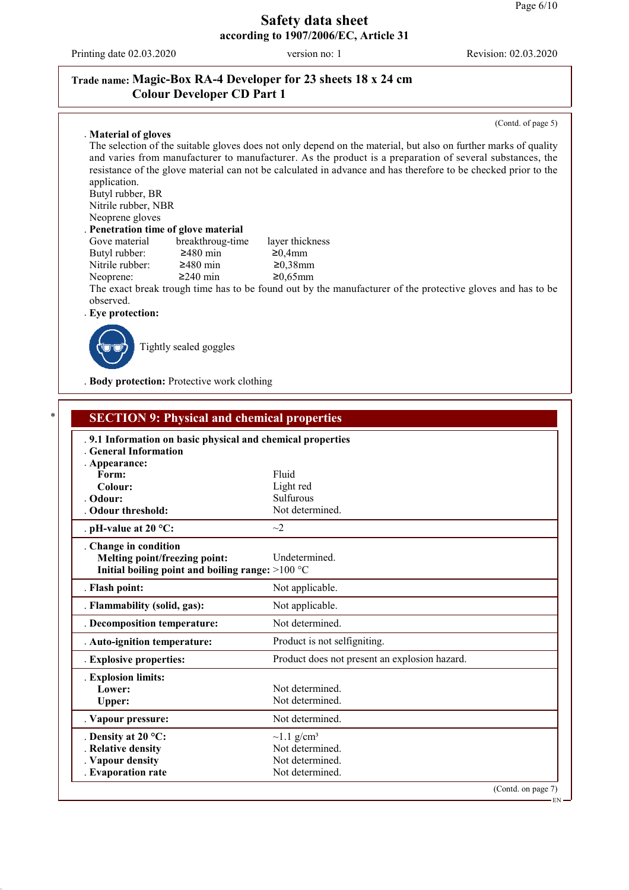**Trade name: Magic-Box RA-4 Developer for 23 sheets 18 x 24 cm Colour Developer CD Part 1**

(Contd. of page 5)

**. Material of gloves**

The selection of the suitable gloves does not only depend on the material, but also on further marks of quality and varies from manufacturer to manufacturer. As the product is a preparation of several substances, the resistance of the glove material can not be calculated in advance and has therefore to be checked prior to the application.

Butyl rubber, BR
Nitrile rubber, NBR
Neoprene gloves

**. Penetration time of glove material**

| Gove material | breakthroug-time | layer thickness |
|---|---|---|
| Butyl rubber: | ≥480 min | ≥0,4mm |
| Nitrile rubber: | ≥480 min | ≥0,38mm |
| Neoprene: | ≥240 min | ≥0,65mm |

The exact break trough time has to be found out by the manufacturer of the protective gloves and has to be observed.

**. Eye protection:**

Tightly sealed goggles

**. Body protection:** Protective work clothing

## SECTION 9: Physical and chemical properties

**. 9.1 Information on basic physical and chemical properties**

**. General Information**

**. Appearance:**

| | |
|---|---|
| **Form:** | Fluid |
| **Colour:** | Light red |
| **. Odour:** | Sulfurous |
| **. Odour threshold:** | Not determined. |
| **. pH-value at 20 °C:** | ~2 |
| **. Change in condition** | |
| **Melting point/freezing point:** | Undetermined. |
| **Initial boiling point and boiling range:** | >100 °C |
| **. Flash point:** | Not applicable. |
| **. Flammability (solid, gas):** | Not applicable. |
| **. Decomposition temperature:** | Not determined. |
| **. Auto-ignition temperature:** | Product is not selfigniting. |
| **. Explosive properties:** | Product does not present an explosion hazard. |
| **. Explosion limits:** | |
| **Lower:** | Not determined. |
| **Upper:** | Not determined. |
| **. Vapour pressure:** | Not determined. |
| **. Density at 20 °C:** | ~1.1 g/cm³ |
| **. Relative density** | Not determined. |
| **. Vapour density** | Not determined. |
| **. Evaporation rate** | Not determined. |

(Contd. on page 7)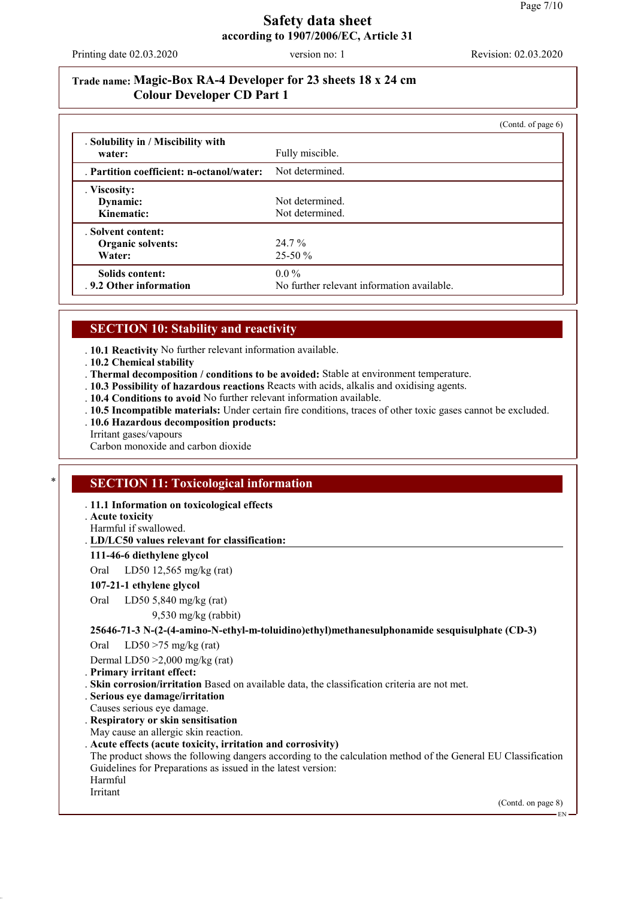**Trade name: Magic-Box RA-4 Developer for 23 sheets 18 x 24 cm Colour Developer CD Part 1**

(Contd. of page 6)

| | |
|---|---|
| . **Solubility in / Miscibility with water:** | Fully miscible. |
| . **Partition coefficient: n-octanol/water:** | Not determined. |
| . **Viscosity:** | |
| **Dynamic:** | Not determined. |
| **Kinematic:** | Not determined. |
| . **Solvent content:** | |
| **Organic solvents:** | 24.7 % |
| **Water:** | 25-50 % |
| **Solids content:** | 0.0 % |
| . **9.2 Other information** | No further relevant information available. |

## SECTION 10: Stability and reactivity

. **10.1 Reactivity** No further relevant information available.
. **10.2 Chemical stability**
. **Thermal decomposition / conditions to be avoided:** Stable at environment temperature.
. **10.3 Possibility of hazardous reactions** Reacts with acids, alkalis and oxidising agents.
. **10.4 Conditions to avoid** No further relevant information available.
. **10.5 Incompatible materials:** Under certain fire conditions, traces of other toxic gases cannot be excluded.
. **10.6 Hazardous decomposition products:**
Irritant gases/vapours
Carbon monoxide and carbon dioxide

## SECTION 11: Toxicological information

. **11.1 Information on toxicological effects**
. **Acute toxicity**
Harmful if swallowed.
. **LD/LC50 values relevant for classification:**

**111-46-6 diethylene glycol**

| | | |
|---|---|---|
| Oral | LD50 | 12,565 mg/kg (rat) |

**107-21-1 ethylene glycol**

| | | |
|---|---|---|
| Oral | LD50 | 5,840 mg/kg (rat) |
| | | 9,530 mg/kg (rabbit) |

**25646-71-3 N-(2-(4-amino-N-ethyl-m-toluidino)ethyl)methanesulphonamide sesquisulphate (CD-3)**

| | | |
|---|---|---|
| Oral | LD50 | >75 mg/kg (rat) |
| Dermal | LD50 | >2,000 mg/kg (rat) |

. **Primary irritant effect:**
. **Skin corrosion/irritation** Based on available data, the classification criteria are not met.
. **Serious eye damage/irritation**
Causes serious eye damage.
. **Respiratory or skin sensitisation**
May cause an allergic skin reaction.
. **Acute effects (acute toxicity, irritation and corrosivity)**
The product shows the following dangers according to the calculation method of the General EU Classification Guidelines for Preparations as issued in the latest version:
Harmful
Irritant

(Contd. on page 8)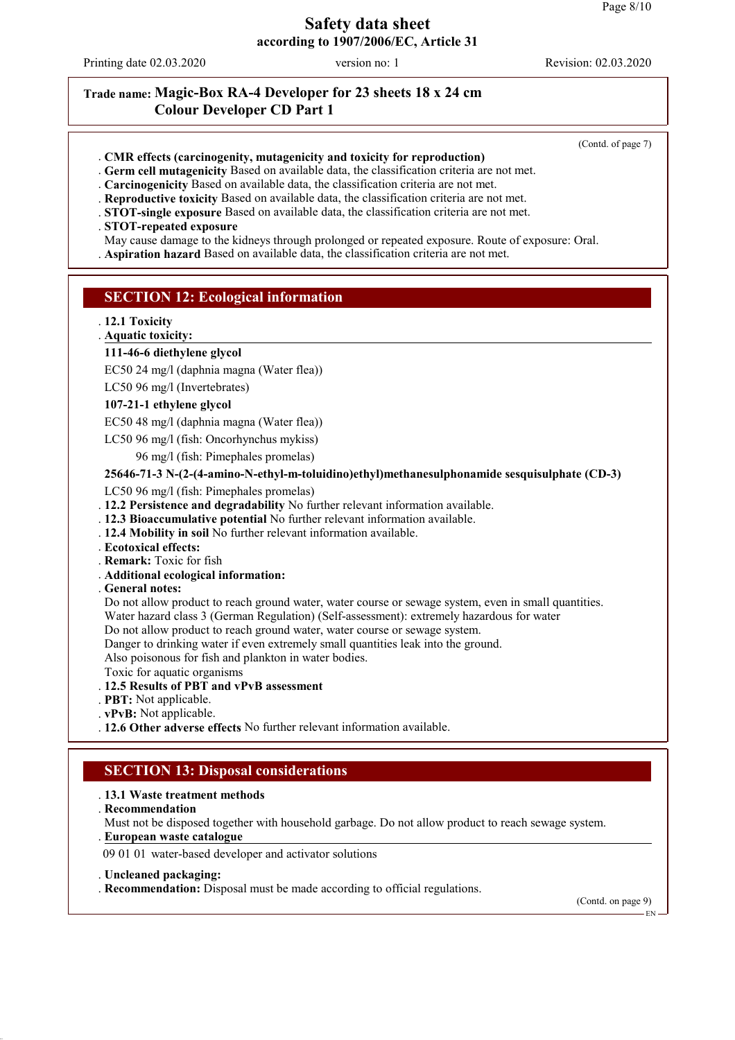**Trade name: Magic-Box RA-4 Developer for 23 sheets 18 x 24 cm Colour Developer CD Part 1**

(Contd. of page 7)

- **CMR effects (carcinogenity, mutagenicity and toxicity for reproduction)**
- **Germ cell mutagenicity** Based on available data, the classification criteria are not met.
- **Carcinogenicity** Based on available data, the classification criteria are not met.
- **Reproductive toxicity** Based on available data, the classification criteria are not met.
- **STOT-single exposure** Based on available data, the classification criteria are not met.
- **STOT-repeated exposure**

  May cause damage to the kidneys through prolonged or repeated exposure. Route of exposure: Oral.
- **Aspiration hazard** Based on available data, the classification criteria are not met.

## SECTION 12: Ecological information

- **12.1 Toxicity**
- **Aquatic toxicity:**

**111-46-6 diethylene glycol**

EC50 24 mg/l (daphnia magna (Water flea))

LC50 96 mg/l (Invertebrates)

**107-21-1 ethylene glycol**

EC50 48 mg/l (daphnia magna (Water flea))

LC50 96 mg/l (fish: Oncorhynchus mykiss)

96 mg/l (fish: Pimephales promelas)

**25646-71-3 N-(2-(4-amino-N-ethyl-m-toluidino)ethyl)methanesulphonamide sesquisulphate (CD-3)**

LC50 96 mg/l (fish: Pimephales promelas)

- **12.2 Persistence and degradability** No further relevant information available.
- **12.3 Bioaccumulative potential** No further relevant information available.
- **12.4 Mobility in soil** No further relevant information available.
- **Ecotoxical effects:**
- **Remark:** Toxic for fish
- **Additional ecological information:**
- **General notes:**

  Do not allow product to reach ground water, water course or sewage system, even in small quantities.
  Water hazard class 3 (German Regulation) (Self-assessment): extremely hazardous for water
  Do not allow product to reach ground water, water course or sewage system.
  Danger to drinking water if even extremely small quantities leak into the ground.
  Also poisonous for fish and plankton in water bodies.
  Toxic for aquatic organisms
- **12.5 Results of PBT and vPvB assessment**
- **PBT:** Not applicable.
- **vPvB:** Not applicable.
- **12.6 Other adverse effects** No further relevant information available.

## SECTION 13: Disposal considerations

- **13.1 Waste treatment methods**
- **Recommendation**

  Must not be disposed together with household garbage. Do not allow product to reach sewage system.
- **European waste catalogue**

09 01 01 water-based developer and activator solutions

- **Uncleaned packaging:**
- **Recommendation:** Disposal must be made according to official regulations.

(Contd. on page 9)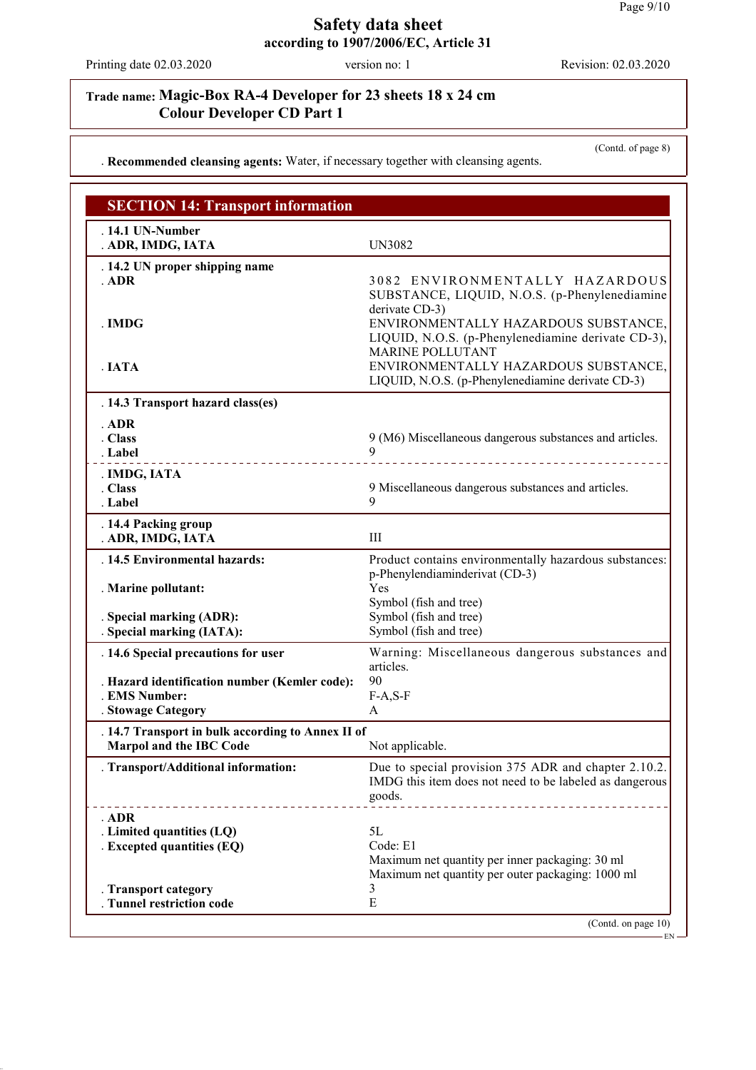Trade name: **Magic-Box RA-4 Developer for 23 sheets 18 x 24 cm Colour Developer CD Part 1**

(Contd. of page 8)

· **Recommended cleansing agents:** Water, if necessary together with cleansing agents.

## SECTION 14: Transport information

| | |
|---|---|
| · **14.1 UN-Number** | |
| · **ADR, IMDG, IATA** | UN3082 |
| · **14.2 UN proper shipping name** | |
| · **ADR** | 3082 ENVIRONMENTALLY HAZARDOUS SUBSTANCE, LIQUID, N.O.S. (p-Phenylenediamine derivate CD-3) |
| · **IMDG** | ENVIRONMENTALLY HAZARDOUS SUBSTANCE, LIQUID, N.O.S. (p-Phenylenediamine derivate CD-3), MARINE POLLUTANT |
| · **IATA** | ENVIRONMENTALLY HAZARDOUS SUBSTANCE, LIQUID, N.O.S. (p-Phenylenediamine derivate CD-3) |
| · **14.3 Transport hazard class(es)** | |
| · **ADR** | |
| · **Class** | 9 (M6) Miscellaneous dangerous substances and articles. |
| · **Label** | 9 |
| · **IMDG, IATA** | |
| · **Class** | 9 Miscellaneous dangerous substances and articles. |
| · **Label** | 9 |
| · **14.4 Packing group** | |
| · **ADR, IMDG, IATA** | III |
| · **14.5 Environmental hazards:** | Product contains environmentally hazardous substances: p-Phenylendiaminderivat (CD-3) |
| · **Marine pollutant:** | Yes<br>Symbol (fish and tree) |
| · **Special marking (ADR):** | Symbol (fish and tree) |
| · **Special marking (IATA):** | Symbol (fish and tree) |
| · **14.6 Special precautions for user** | Warning: Miscellaneous dangerous substances and articles. |
| · **Hazard identification number (Kemler code):** | 90 |
| · **EMS Number:** | F-A,S-F |
| · **Stowage Category** | A |
| · **14.7 Transport in bulk according to Annex II of Marpol and the IBC Code** | Not applicable. |
| · **Transport/Additional information:** | Due to special provision 375 ADR and chapter 2.10.2. IMDG this item does not need to be labeled as dangerous goods. |
| · **ADR** | |
| · **Limited quantities (LQ)** | 5L |
| · **Excepted quantities (EQ)** | Code: E1<br>Maximum net quantity per inner packaging: 30 ml<br>Maximum net quantity per outer packaging: 1000 ml |
| · **Transport category** | 3 |
| · **Tunnel restriction code** | E |

(Contd. on page 10)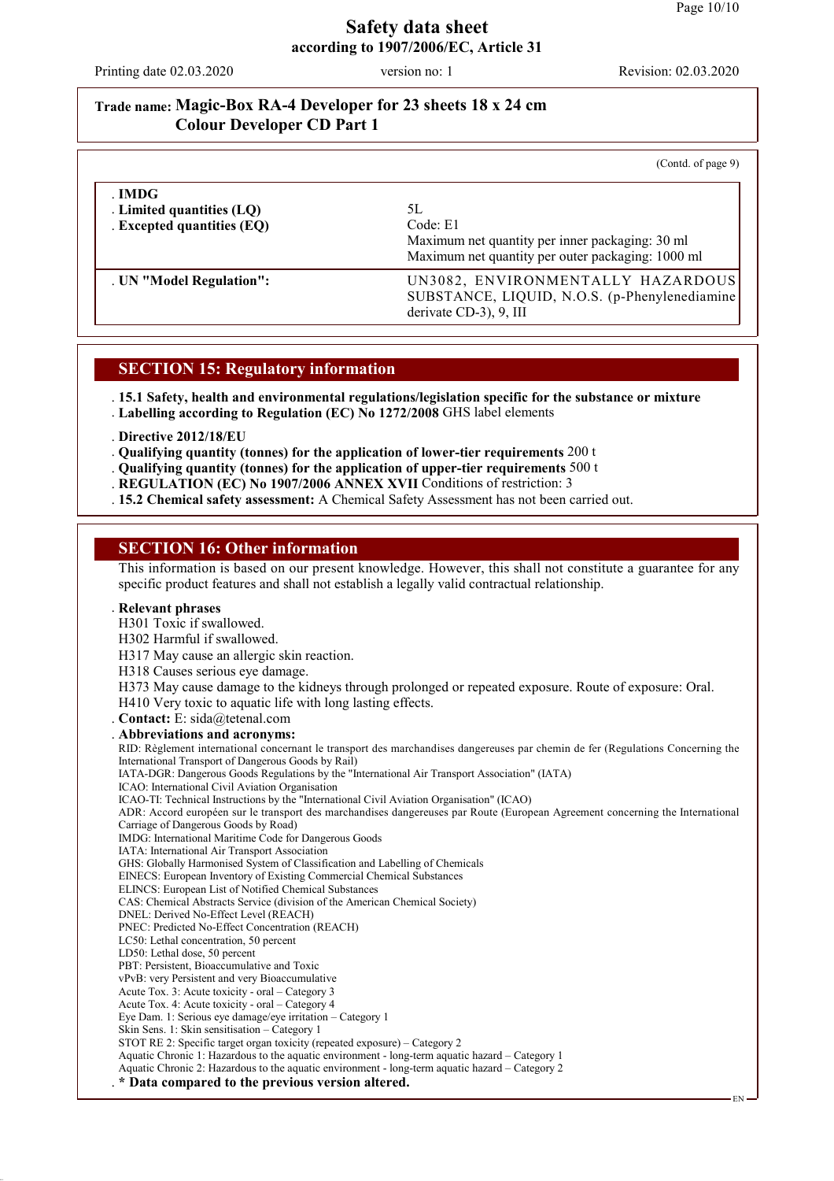# Safety data sheet
**according to 1907/2006/EC, Article 31**

Printing date 02.03.2020 version no: 1 Revision: 02.03.2020

**Trade name: Magic-Box RA-4 Developer for 23 sheets 18 x 24 cm Colour Developer CD Part 1**

(Contd. of page 9)

| | |
|---|---|
| **· IMDG** | |
| **· Limited quantities (LQ)** | 5L |
| **· Excepted quantities (EQ)** | Code: E1<br>Maximum net quantity per inner packaging: 30 ml<br>Maximum net quantity per outer packaging: 1000 ml |
| **· UN "Model Regulation":** | UN3082, ENVIRONMENTALLY HAZARDOUS SUBSTANCE, LIQUID, N.O.S. (p-Phenylenediamine derivate CD-3), 9, III |

## SECTION 15: Regulatory information

· **15.1 Safety, health and environmental regulations/legislation specific for the substance or mixture**
· **Labelling according to Regulation (EC) No 1272/2008** GHS label elements

· **Directive 2012/18/EU**
· **Qualifying quantity (tonnes) for the application of lower-tier requirements** 200 t
· **Qualifying quantity (tonnes) for the application of upper-tier requirements** 500 t
· **REGULATION (EC) No 1907/2006 ANNEX XVII** Conditions of restriction: 3
· **15.2 Chemical safety assessment:** A Chemical Safety Assessment has not been carried out.

## SECTION 16: Other information

This information is based on our present knowledge. However, this shall not constitute a guarantee for any specific product features and shall not establish a legally valid contractual relationship.

· **Relevant phrases**
H301 Toxic if swallowed.
H302 Harmful if swallowed.
H317 May cause an allergic skin reaction.
H318 Causes serious eye damage.
H373 May cause damage to the kidneys through prolonged or repeated exposure. Route of exposure: Oral.
H410 Very toxic to aquatic life with long lasting effects.

· **Contact:** E: sida@tetenal.com

· **Abbreviations and acronyms:**
RID: Règlement international concernant le transport des marchandises dangereuses par chemin de fer (Regulations Concerning the International Transport of Dangerous Goods by Rail)
IATA-DGR: Dangerous Goods Regulations by the "International Air Transport Association" (IATA)
ICAO: International Civil Aviation Organisation
ICAO-TI: Technical Instructions by the "International Civil Aviation Organisation" (ICAO)
ADR: Accord européen sur le transport des marchandises dangereuses par Route (European Agreement concerning the International Carriage of Dangerous Goods by Road)
IMDG: International Maritime Code for Dangerous Goods
IATA: International Air Transport Association
GHS: Globally Harmonised System of Classification and Labelling of Chemicals
EINECS: European Inventory of Existing Commercial Chemical Substances
ELINCS: European List of Notified Chemical Substances
CAS: Chemical Abstracts Service (division of the American Chemical Society)
DNEL: Derived No-Effect Level (REACH)
PNEC: Predicted No-Effect Concentration (REACH)
LC50: Lethal concentration, 50 percent
LD50: Lethal dose, 50 percent
PBT: Persistent, Bioaccumulative and Toxic
vPvB: very Persistent and very Bioaccumulative
Acute Tox. 3: Acute toxicity - oral – Category 3
Acute Tox. 4: Acute toxicity - oral – Category 4
Eye Dam. 1: Serious eye damage/eye irritation – Category 1
Skin Sens. 1: Skin sensitisation – Category 1
STOT RE 2: Specific target organ toxicity (repeated exposure) – Category 2
Aquatic Chronic 1: Hazardous to the aquatic environment - long-term aquatic hazard – Category 1
Aquatic Chronic 2: Hazardous to the aquatic environment - long-term aquatic hazard – Category 2

· **\* Data compared to the previous version altered.**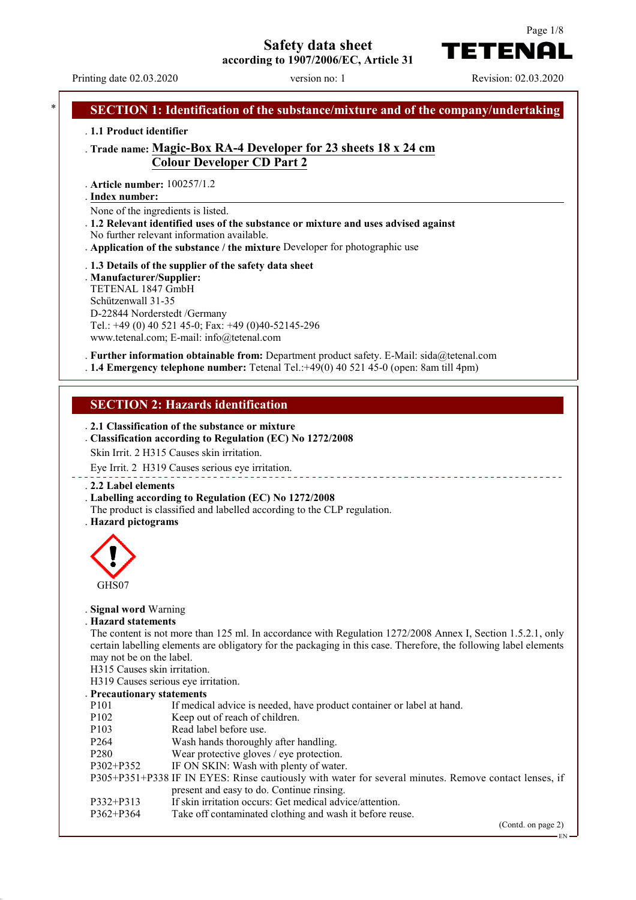# Safety data sheet

according to 1907/2006/EC, Article 31

Printing date 02.03.2020 version no: 1 Revision: 02.03.2020

## SECTION 1: Identification of the substance/mixture and of the company/undertaking

**1.1 Product identifier**

**Trade name: Magic-Box RA-4 Developer for 23 sheets 18 x 24 cm**
**Colour Developer CD Part 2**

**Article number:** 100257/1.2

**Index number:**

None of the ingredients is listed.

**1.2 Relevant identified uses of the substance or mixture and uses advised against**

No further relevant information available.

**Application of the substance / the mixture** Developer for photographic use

**1.3 Details of the supplier of the safety data sheet**

**Manufacturer/Supplier:**

TETENAL 1847 GmbH
Schützenwall 31-35
D-22844 Norderstedt /Germany
Tel.: +49 (0) 40 521 45-0; Fax: +49 (0)40-52145-296
www.tetenal.com; E-mail: info@tetenal.com

**Further information obtainable from:** Department product safety. E-Mail: sida@tetenal.com

**1.4 Emergency telephone number:** Tetenal Tel.:+49(0) 40 521 45-0 (open: 8am till 4pm)

## SECTION 2: Hazards identification

**2.1 Classification of the substance or mixture**

**Classification according to Regulation (EC) No 1272/2008**

Skin Irrit. 2 H315 Causes skin irritation.

Eye Irrit. 2 H319 Causes serious eye irritation.

**2.2 Label elements**

**Labelling according to Regulation (EC) No 1272/2008**

The product is classified and labelled according to the CLP regulation.

**Hazard pictograms**

GHS07

**Signal word** Warning

**Hazard statements**

The content is not more than 125 ml. In accordance with Regulation 1272/2008 Annex I, Section 1.5.2.1, only certain labelling elements are obligatory for the packaging in this case. Therefore, the following label elements may not be on the label.

H315 Causes skin irritation.
H319 Causes serious eye irritation.

**Precautionary statements**

| | |
|---|---|
| P101 | If medical advice is needed, have product container or label at hand. |
| P102 | Keep out of reach of children. |
| P103 | Read label before use. |
| P264 | Wash hands thoroughly after handling. |
| P280 | Wear protective gloves / eye protection. |
| P302+P352 | IF ON SKIN: Wash with plenty of water. |
| P305+P351+P338 | IF IN EYES: Rinse cautiously with water for several minutes. Remove contact lenses, if present and easy to do. Continue rinsing. |
| P332+P313 | If skin irritation occurs: Get medical advice/attention. |
| P362+P364 | Take off contaminated clothing and wash it before reuse. |

(Contd. on page 2)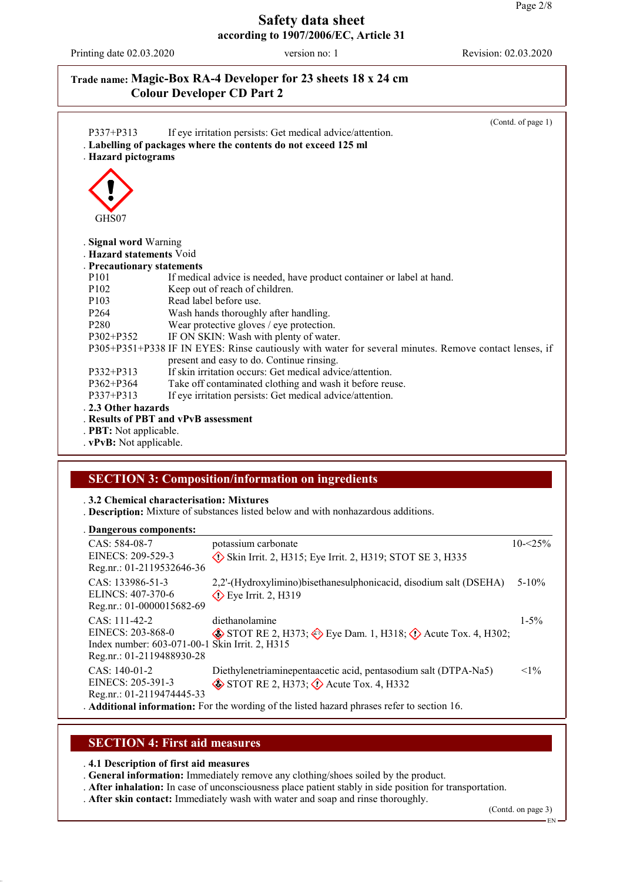# Safety data sheet
**according to 1907/2006/EC, Article 31**

Printing date 02.03.2020 | version no: 1 | Revision: 02.03.2020

**Trade name: Magic-Box RA-4 Developer for 23 sheets 18 x 24 cm Colour Developer CD Part 2**

(Contd. of page 1)

P337+P313 If eye irritation persists: Get medical advice/attention.

· **Labelling of packages where the contents do not exceed 125 ml**

· **Hazard pictograms**

GHS07

· **Signal word** Warning

· **Hazard statements** Void

· **Precautionary statements**

| | |
|---|---|
| P101 | If medical advice is needed, have product container or label at hand. |
| P102 | Keep out of reach of children. |
| P103 | Read label before use. |
| P264 | Wash hands thoroughly after handling. |
| P280 | Wear protective gloves / eye protection. |
| P302+P352 | IF ON SKIN: Wash with plenty of water. |
| P305+P351+P338 | IF IN EYES: Rinse cautiously with water for several minutes. Remove contact lenses, if present and easy to do. Continue rinsing. |
| P332+P313 | If skin irritation occurs: Get medical advice/attention. |
| P362+P364 | Take off contaminated clothing and wash it before reuse. |
| P337+P313 | If eye irritation persists: Get medical advice/attention. |

· **2.3 Other hazards**

· **Results of PBT and vPvB assessment**

· **PBT:** Not applicable.

· **vPvB:** Not applicable.

## SECTION 3: Composition/information on ingredients

· **3.2 Chemical characterisation: Mixtures**

· **Description:** Mixture of substances listed below and with nonhazardous additions.

· **Dangerous components:**

| | | |
|---|---|---|
| CAS: 584-08-7<br>EINECS: 209-529-3<br>Reg.nr.: 01-2119532646-36 | potassium carbonate<br>Skin Irrit. 2, H315; Eye Irrit. 2, H319; STOT SE 3, H335 | 10-<25% |
| CAS: 133986-51-3<br>ELINCS: 407-370-6<br>Reg.nr.: 01-0000015682-69 | 2,2'-(Hydroxylimino)bisethanesulphonicacid, disodium salt (DSEHA)<br>Eye Irrit. 2, H319 | 5-10% |
| CAS: 111-42-2<br>EINECS: 203-868-0<br>Index number: 603-071-00-1<br>Reg.nr.: 01-2119488930-28 | diethanolamine<br>STOT RE 2, H373; Eye Dam. 1, H318; Acute Tox. 4, H302; Skin Irrit. 2, H315 | 1-5% |
| CAS: 140-01-2<br>EINECS: 205-391-3<br>Reg.nr.: 01-2119474445-33 | Diethylenetriaminepentaacetic acid, pentasodium salt (DTPA-Na5)<br>STOT RE 2, H373; Acute Tox. 4, H332 | <1% |

· **Additional information:** For the wording of the listed hazard phrases refer to section 16.

## SECTION 4: First aid measures

· **4.1 Description of first aid measures**

· **General information:** Immediately remove any clothing/shoes soiled by the product.

· **After inhalation:** In case of unconsciousness place patient stably in side position for transportation.

· **After skin contact:** Immediately wash with water and soap and rinse thoroughly.

(Contd. on page 3)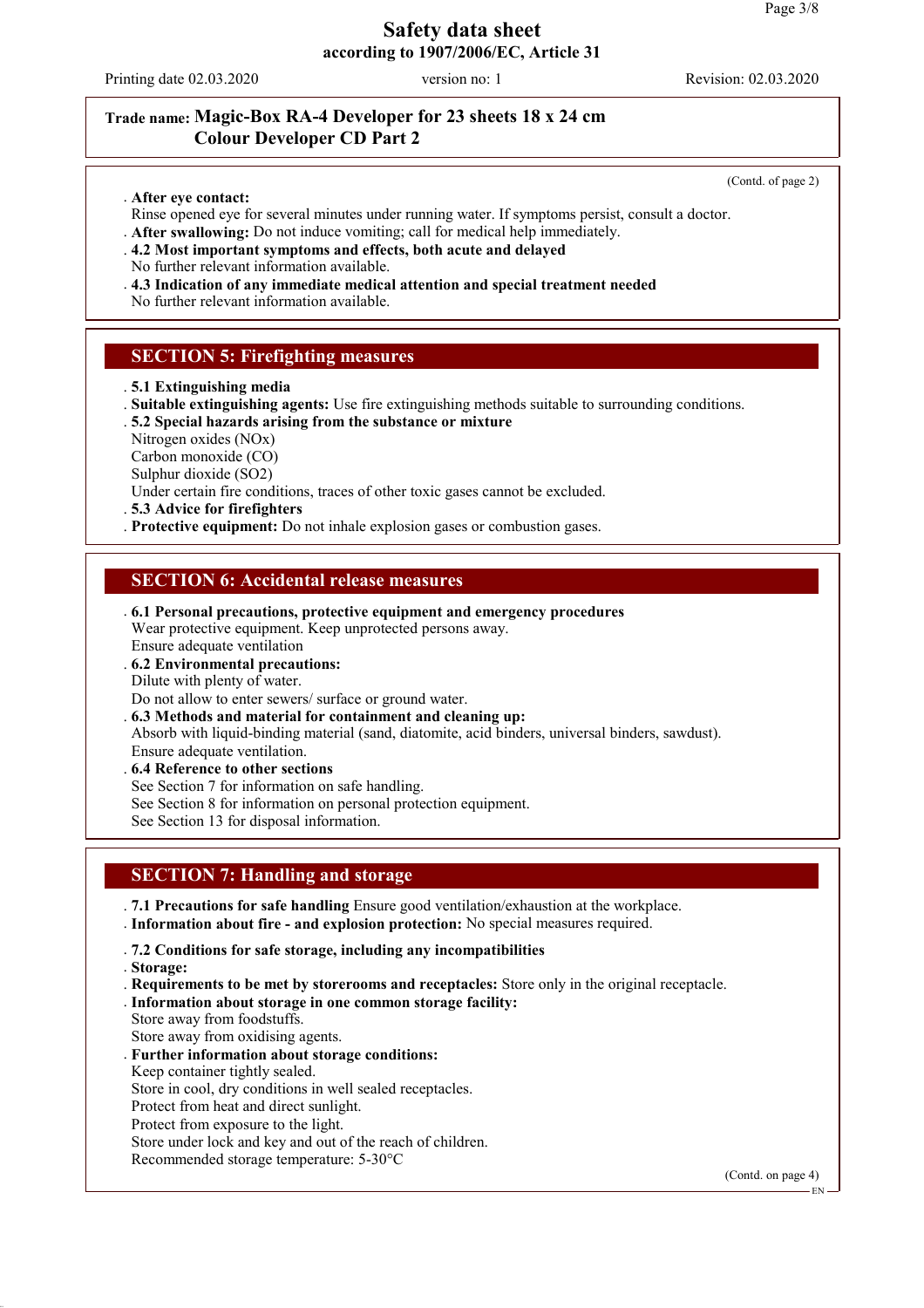**Trade name: Magic-Box RA-4 Developer for 23 sheets 18 x 24 cm Colour Developer CD Part 2**

(Contd. of page 2)

- **After eye contact:**
  Rinse opened eye for several minutes under running water. If symptoms persist, consult a doctor.
- **After swallowing:** Do not induce vomiting; call for medical help immediately.
- **4.2 Most important symptoms and effects, both acute and delayed**
  No further relevant information available.
- **4.3 Indication of any immediate medical attention and special treatment needed**
  No further relevant information available.

## SECTION 5: Firefighting measures

- **5.1 Extinguishing media**
- **Suitable extinguishing agents:** Use fire extinguishing methods suitable to surrounding conditions.
- **5.2 Special hazards arising from the substance or mixture**
  Nitrogen oxides (NOx)
  Carbon monoxide (CO)
  Sulphur dioxide ($SO_2$)
  Under certain fire conditions, traces of other toxic gases cannot be excluded.
- **5.3 Advice for firefighters**
- **Protective equipment:** Do not inhale explosion gases or combustion gases.

## SECTION 6: Accidental release measures

- **6.1 Personal precautions, protective equipment and emergency procedures**
  Wear protective equipment. Keep unprotected persons away.
  Ensure adequate ventilation
- **6.2 Environmental precautions:**
  Dilute with plenty of water.
  Do not allow to enter sewers/ surface or ground water.
- **6.3 Methods and material for containment and cleaning up:**
  Absorb with liquid-binding material (sand, diatomite, acid binders, universal binders, sawdust).
  Ensure adequate ventilation.
- **6.4 Reference to other sections**
  See Section 7 for information on safe handling.
  See Section 8 for information on personal protection equipment.
  See Section 13 for disposal information.

## SECTION 7: Handling and storage

- **7.1 Precautions for safe handling** Ensure good ventilation/exhaustion at the workplace.
- **Information about fire - and explosion protection:** No special measures required.
- **7.2 Conditions for safe storage, including any incompatibilities**
- **Storage:**
- **Requirements to be met by storerooms and receptacles:** Store only in the original receptacle.
- **Information about storage in one common storage facility:**
  Store away from foodstuffs.
  Store away from oxidising agents.
- **Further information about storage conditions:**
  Keep container tightly sealed.
  Store in cool, dry conditions in well sealed receptacles.
  Protect from heat and direct sunlight.
  Protect from exposure to the light.
  Store under lock and key and out of the reach of children.
  Recommended storage temperature: 5-30°C

(Contd. on page 4)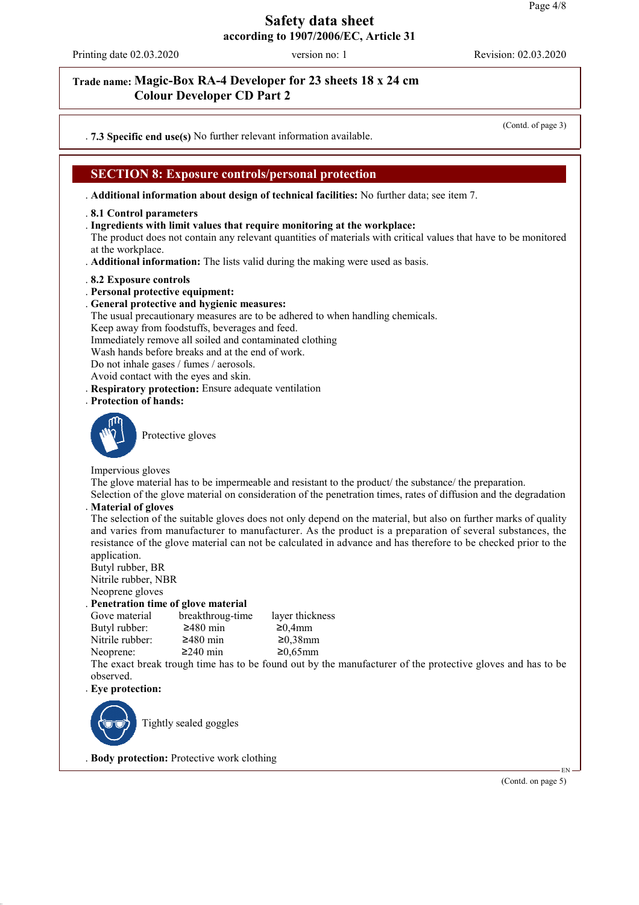Safety data sheet
according to 1907/2006/EC, Article 31

Printing date 02.03.2020 version no: 1 Revision: 02.03.2020

**Trade name: Magic-Box RA-4 Developer for 23 sheets 18 x 24 cm
Colour Developer CD Part 2**

(Contd. of page 3)

. **7.3 Specific end use(s)** No further relevant information available.

## SECTION 8: Exposure controls/personal protection

. **Additional information about design of technical facilities:** No further data; see item 7.

. **8.1 Control parameters**
. **Ingredients with limit values that require monitoring at the workplace:**
The product does not contain any relevant quantities of materials with critical values that have to be monitored at the workplace.
. **Additional information:** The lists valid during the making were used as basis.

. **8.2 Exposure controls**
. **Personal protective equipment:**
. **General protective and hygienic measures:**
The usual precautionary measures are to be adhered to when handling chemicals.
Keep away from foodstuffs, beverages and feed.
Immediately remove all soiled and contaminated clothing
Wash hands before breaks and at the end of work.
Do not inhale gases / fumes / aerosols.
Avoid contact with the eyes and skin.
. **Respiratory protection:** Ensure adequate ventilation
. **Protection of hands:**

Protective gloves

Impervious gloves
The glove material has to be impermeable and resistant to the product/ the substance/ the preparation.
Selection of the glove material on consideration of the penetration times, rates of diffusion and the degradation
. **Material of gloves**
The selection of the suitable gloves does not only depend on the material, but also on further marks of quality and varies from manufacturer to manufacturer. As the product is a preparation of several substances, the resistance of the glove material can not be calculated in advance and has therefore to be checked prior to the application.
Butyl rubber, BR
Nitrile rubber, NBR
Neoprene gloves
. **Penetration time of glove material**

| Gove material | breakthroug-time | layer thickness |
|---|---|---|
| Butyl rubber: | ≥480 min | ≥0,4mm |
| Nitrile rubber: | ≥480 min | ≥0,38mm |
| Neoprene: | ≥240 min | ≥0,65mm |

The exact break trough time has to be found out by the manufacturer of the protective gloves and has to be observed.
. **Eye protection:**

Tightly sealed goggles

. **Body protection:** Protective work clothing

(Contd. on page 5)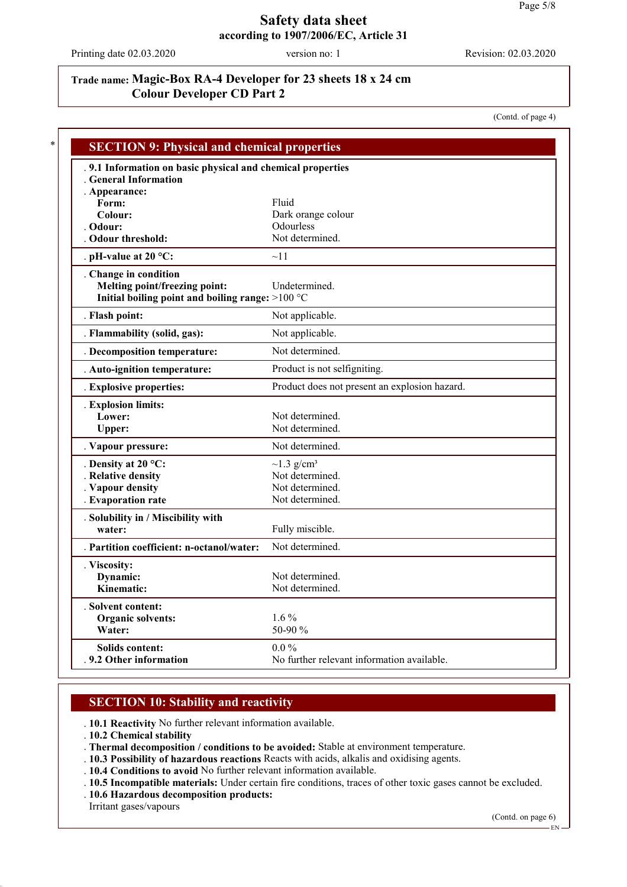**Trade name: Magic-Box RA-4 Developer for 23 sheets 18 x 24 cm Colour Developer CD Part 2**

(Contd. of page 4)

## SECTION 9: Physical and chemical properties

| | |
|---|---|
| **9.1 Information on basic physical and chemical properties** | |
| **General Information** | |
| **Appearance:** | |
| **Form:** | Fluid |
| **Colour:** | Dark orange colour |
| **Odour:** | Odourless |
| **Odour threshold:** | Not determined. |
| **pH-value at 20 °C:** | ~11 |
| **Change in condition** | |
| **Melting point/freezing point:** | Undetermined. |
| **Initial boiling point and boiling range:** | >100 °C |
| **Flash point:** | Not applicable. |
| **Flammability (solid, gas):** | Not applicable. |
| **Decomposition temperature:** | Not determined. |
| **Auto-ignition temperature:** | Product is not selfigniting. |
| **Explosive properties:** | Product does not present an explosion hazard. |
| **Explosion limits:** | |
| **Lower:** | Not determined. |
| **Upper:** | Not determined. |
| **Vapour pressure:** | Not determined. |
| **Density at 20 °C:** | ~1.3 g/cm³ |
| **Relative density** | Not determined. |
| **Vapour density** | Not determined. |
| **Evaporation rate** | Not determined. |
| **Solubility in / Miscibility with water:** | Fully miscible. |
| **Partition coefficient: n-octanol/water:** | Not determined. |
| **Viscosity:** | |
| **Dynamic:** | Not determined. |
| **Kinematic:** | Not determined. |
| **Solvent content:** | |
| **Organic solvents:** | 1.6 % |
| **Water:** | 50-90 % |
| **Solids content:** | 0.0 % |
| **9.2 Other information** | No further relevant information available. |

## SECTION 10: Stability and reactivity

- **10.1 Reactivity** No further relevant information available.
- **10.2 Chemical stability**
- **Thermal decomposition / conditions to be avoided:** Stable at environment temperature.
- **10.3 Possibility of hazardous reactions** Reacts with acids, alkalis and oxidising agents.
- **10.4 Conditions to avoid** No further relevant information available.
- **10.5 Incompatible materials:** Under certain fire conditions, traces of other toxic gases cannot be excluded.
- **10.6 Hazardous decomposition products:**
  Irritant gases/vapours

(Contd. on page 6)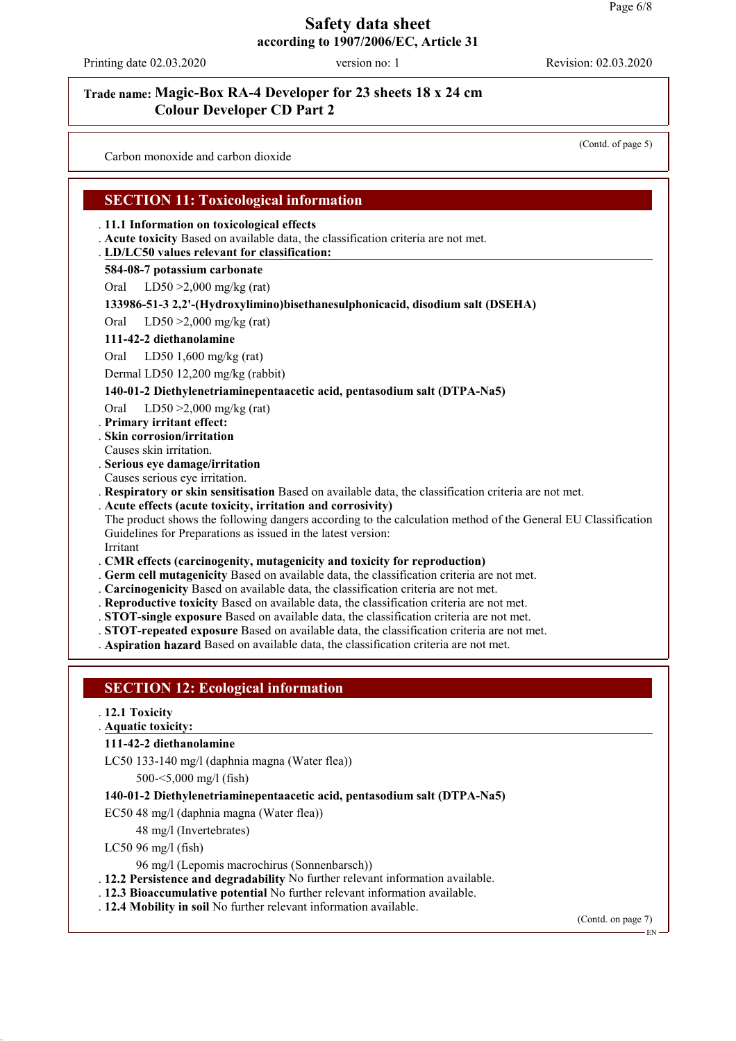**Trade name: Magic-Box RA-4 Developer for 23 sheets 18 x 24 cm Colour Developer CD Part 2**

(Contd. of page 5)

Carbon monoxide and carbon dioxide

## SECTION 11: Toxicological information

- **11.1 Information on toxicological effects**
- **Acute toxicity** Based on available data, the classification criteria are not met.
- **LD/LC50 values relevant for classification:**

**584-08-7 potassium carbonate**

Oral LD50 >2,000 mg/kg (rat)

**133986-51-3 2,2'-(Hydroxylimino)bisethanesulphonicacid, disodium salt (DSEHA)**

Oral LD50 >2,000 mg/kg (rat)

**111-42-2 diethanolamine**

Oral LD50 1,600 mg/kg (rat)

Dermal LD50 12,200 mg/kg (rabbit)

**140-01-2 Diethylenetriaminepentaacetic acid, pentasodium salt (DTPA-Na5)**

Oral LD50 >2,000 mg/kg (rat)

- **Primary irritant effect:**
- **Skin corrosion/irritation**
  Causes skin irritation.
- **Serious eye damage/irritation**
  Causes serious eye irritation.
- **Respiratory or skin sensitisation** Based on available data, the classification criteria are not met.
- **Acute effects (acute toxicity, irritation and corrosivity)**
  The product shows the following dangers according to the calculation method of the General EU Classification Guidelines for Preparations as issued in the latest version:
  Irritant
- **CMR effects (carcinogenity, mutagenicity and toxicity for reproduction)**
- **Germ cell mutagenicity** Based on available data, the classification criteria are not met.
- **Carcinogenicity** Based on available data, the classification criteria are not met.
- **Reproductive toxicity** Based on available data, the classification criteria are not met.
- **STOT-single exposure** Based on available data, the classification criteria are not met.
- **STOT-repeated exposure** Based on available data, the classification criteria are not met.
- **Aspiration hazard** Based on available data, the classification criteria are not met.

## SECTION 12: Ecological information

- **12.1 Toxicity**
- **Aquatic toxicity:**

**111-42-2 diethanolamine**

LC50 133-140 mg/l (daphnia magna (Water flea))

500-<5,000 mg/l (fish)

**140-01-2 Diethylenetriaminepentaacetic acid, pentasodium salt (DTPA-Na5)**

EC50 48 mg/l (daphnia magna (Water flea))

48 mg/l (Invertebrates)

LC50 96 mg/l (fish)

96 mg/l (Lepomis macrochirus (Sonnenbarsch))

- **12.2 Persistence and degradability** No further relevant information available.
- **12.3 Bioaccumulative potential** No further relevant information available.
- **12.4 Mobility in soil** No further relevant information available.

(Contd. on page 7)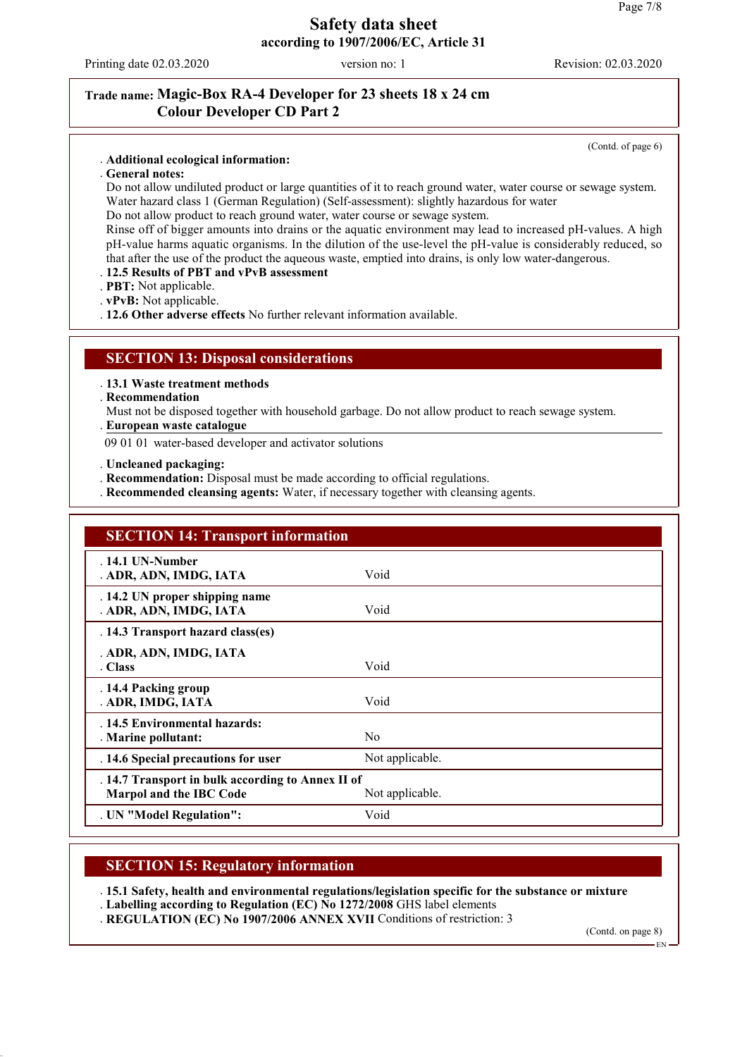**Trade name: Magic-Box RA-4 Developer for 23 sheets 18 x 24 cm Colour Developer CD Part 2**

(Contd. of page 6)

- **Additional ecological information:**
- **General notes:**
  Do not allow undiluted product or large quantities of it to reach ground water, water course or sewage system.
  Water hazard class 1 (German Regulation) (Self-assessment): slightly hazardous for water
  Do not allow product to reach ground water, water course or sewage system.
  Rinse off of bigger amounts into drains or the aquatic environment may lead to increased pH-values. A high pH-value harms aquatic organisms. In the dilution of the use-level the pH-value is considerably reduced, so that after the use of the product the aqueous waste, emptied into drains, is only low water-dangerous.
- **12.5 Results of PBT and vPvB assessment**
- **PBT:** Not applicable.
- **vPvB:** Not applicable.
- **12.6 Other adverse effects** No further relevant information available.

## SECTION 13: Disposal considerations

- **13.1 Waste treatment methods**
- **Recommendation**
  Must not be disposed together with household garbage. Do not allow product to reach sewage system.
- **European waste catalogue**

09 01 01 water-based developer and activator solutions

- **Uncleaned packaging:**
- **Recommendation:** Disposal must be made according to official regulations.
- **Recommended cleansing agents:** Water, if necessary together with cleansing agents.

## SECTION 14: Transport information

| | |
|---|---|
| **14.1 UN-Number**<br>**ADR, ADN, IMDG, IATA** | Void |
| **14.2 UN proper shipping name**<br>**ADR, ADN, IMDG, IATA** | Void |
| **14.3 Transport hazard class(es)**<br>**ADR, ADN, IMDG, IATA**<br>**Class** | Void |
| **14.4 Packing group**<br>**ADR, IMDG, IATA** | Void |
| **14.5 Environmental hazards:**<br>**Marine pollutant:** | No |
| **14.6 Special precautions for user** | Not applicable. |
| **14.7 Transport in bulk according to Annex II of Marpol and the IBC Code** | Not applicable. |
| **UN "Model Regulation":** | Void |

## SECTION 15: Regulatory information

- **15.1 Safety, health and environmental regulations/legislation specific for the substance or mixture**
- **Labelling according to Regulation (EC) No 1272/2008** GHS label elements
- **REGULATION (EC) No 1907/2006 ANNEX XVII** Conditions of restriction: 3

(Contd. on page 8)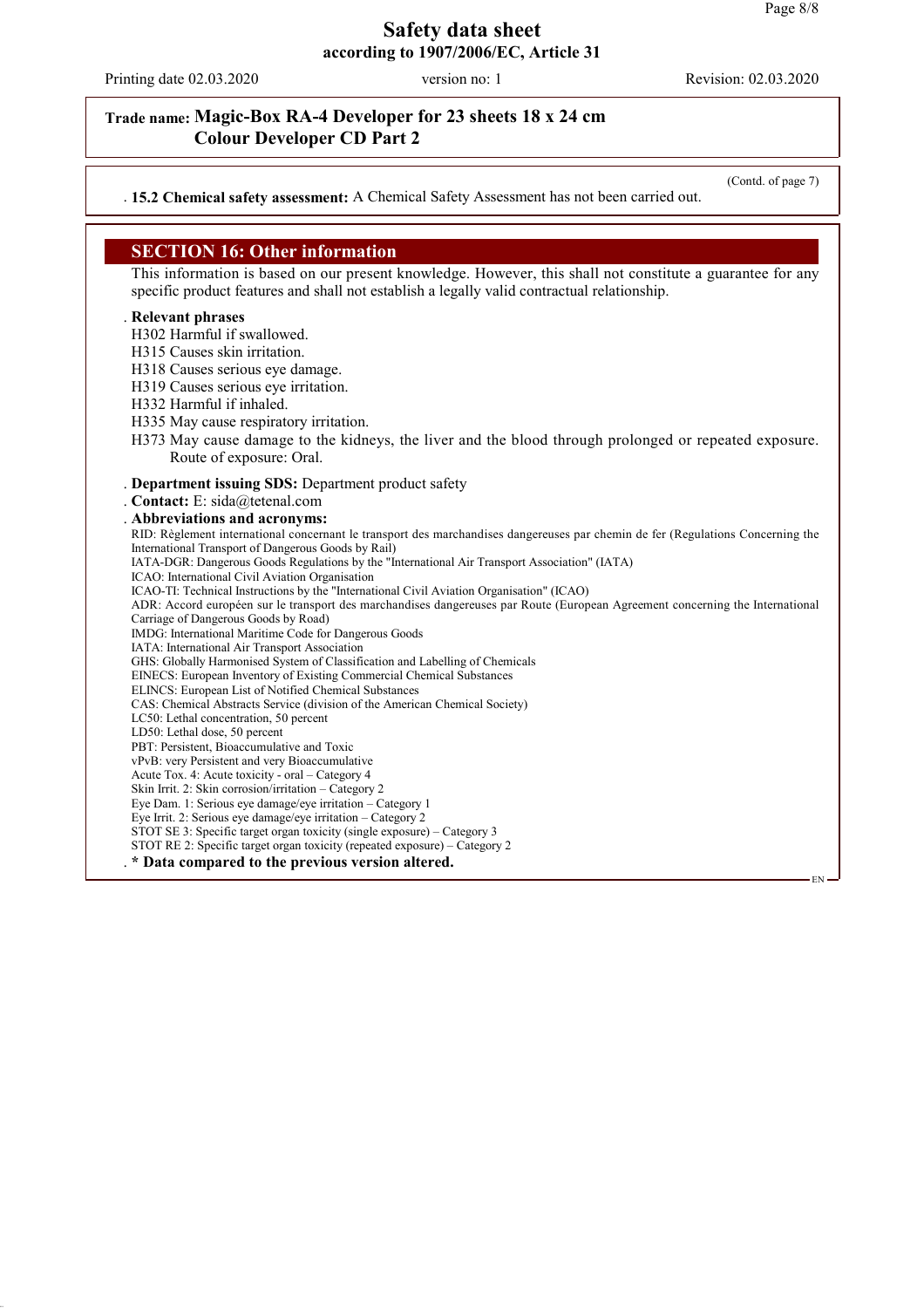**Trade name: Magic-Box RA-4 Developer for 23 sheets 18 x 24 cm Colour Developer CD Part 2**

(Contd. of page 7)

. **15.2 Chemical safety assessment:** A Chemical Safety Assessment has not been carried out.

## SECTION 16: Other information

This information is based on our present knowledge. However, this shall not constitute a guarantee for any specific product features and shall not establish a legally valid contractual relationship.

. **Relevant phrases**

H302 Harmful if swallowed.
H315 Causes skin irritation.
H318 Causes serious eye damage.
H319 Causes serious eye irritation.
H332 Harmful if inhaled.
H335 May cause respiratory irritation.
H373 May cause damage to the kidneys, the liver and the blood through prolonged or repeated exposure. Route of exposure: Oral.

. **Department issuing SDS:** Department product safety
. **Contact:** E: sida@tetenal.com
. **Abbreviations and acronyms:**

RID: Règlement international concernant le transport des marchandises dangereuses par chemin de fer (Regulations Concerning the International Transport of Dangerous Goods by Rail)
IATA-DGR: Dangerous Goods Regulations by the "International Air Transport Association" (IATA)
ICAO: International Civil Aviation Organisation
ICAO-TI: Technical Instructions by the "International Civil Aviation Organisation" (ICAO)
ADR: Accord européen sur le transport des marchandises dangereuses par Route (European Agreement concerning the International Carriage of Dangerous Goods by Road)
IMDG: International Maritime Code for Dangerous Goods
IATA: International Air Transport Association
GHS: Globally Harmonised System of Classification and Labelling of Chemicals
EINECS: European Inventory of Existing Commercial Chemical Substances
ELINCS: European List of Notified Chemical Substances
CAS: Chemical Abstracts Service (division of the American Chemical Society)
LC50: Lethal concentration, 50 percent
LD50: Lethal dose, 50 percent
PBT: Persistent, Bioaccumulative and Toxic
vPvB: very Persistent and very Bioaccumulative
Acute Tox. 4: Acute toxicity - oral – Category 4
Skin Irrit. 2: Skin corrosion/irritation – Category 2
Eye Dam. 1: Serious eye damage/eye irritation – Category 1
Eye Irrit. 2: Serious eye damage/eye irritation – Category 2
STOT SE 3: Specific target organ toxicity (single exposure) – Category 3
STOT RE 2: Specific target organ toxicity (repeated exposure) – Category 2

. **\* Data compared to the previous version altered.**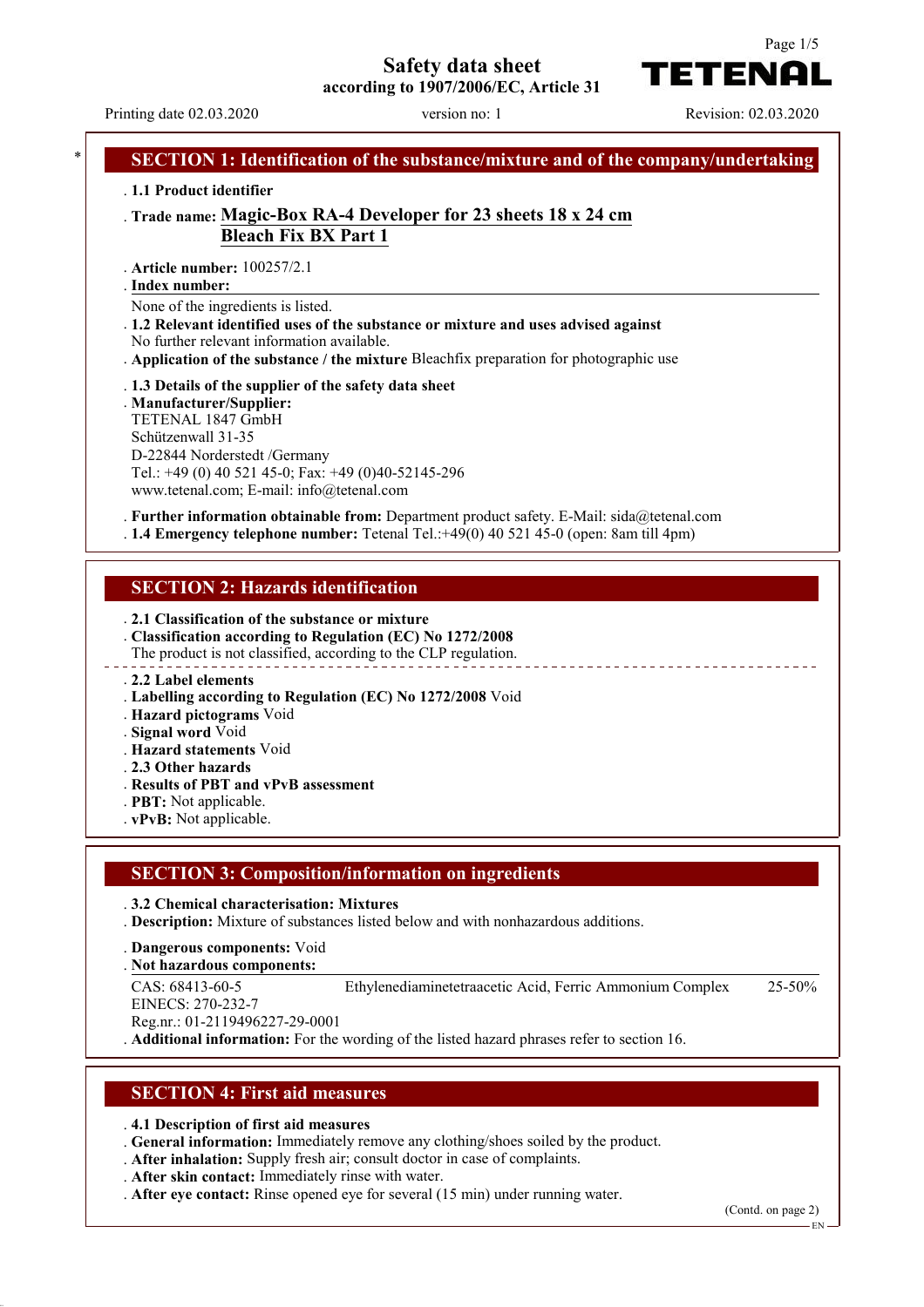# Safety data sheet

**according to 1907/2006/EC, Article 31**

Printing date 02.03.2020 | version no: 1 | Revision: 02.03.2020

## SECTION 1: Identification of the substance/mixture and of the company/undertaking

. **1.1 Product identifier**

. **Trade name: Magic-Box RA-4 Developer for 23 sheets 18 x 24 cm Bleach Fix BX Part 1**

. **Article number:** 100257/2.1

. **Index number:**

None of the ingredients is listed.

. **1.2 Relevant identified uses of the substance or mixture and uses advised against**

No further relevant information available.

. **Application of the substance / the mixture** Bleachfix preparation for photographic use

. **1.3 Details of the supplier of the safety data sheet**

. **Manufacturer/Supplier:**

TETENAL 1847 GmbH
Schützenwall 31-35
D-22844 Norderstedt /Germany
Tel.: +49 (0) 40 521 45-0; Fax: +49 (0)40-52145-296
www.tetenal.com; E-mail: info@tetenal.com

. **Further information obtainable from:** Department product safety. E-Mail: sida@tetenal.com

. **1.4 Emergency telephone number:** Tetenal Tel.:+49(0) 40 521 45-0 (open: 8am till 4pm)

## SECTION 2: Hazards identification

. **2.1 Classification of the substance or mixture**

. **Classification according to Regulation (EC) No 1272/2008**

The product is not classified, according to the CLP regulation.

. **2.2 Label elements**

. **Labelling according to Regulation (EC) No 1272/2008** Void

. **Hazard pictograms** Void

. **Signal word** Void

. **Hazard statements** Void

. **2.3 Other hazards**

. **Results of PBT and vPvB assessment**

. **PBT:** Not applicable.

. **vPvB:** Not applicable.

## SECTION 3: Composition/information on ingredients

. **3.2 Chemical characterisation: Mixtures**

. **Description:** Mixture of substances listed below and with nonhazardous additions.

. **Dangerous components:** Void

. **Not hazardous components:**

| | | |
|---|---|---|
| CAS: 68413-60-5<br>EINECS: 270-232-7<br>Reg.nr.: 01-2119496227-29-0001 | Ethylenediaminetetraacetic Acid, Ferric Ammonium Complex | 25-50% |

. **Additional information:** For the wording of the listed hazard phrases refer to section 16.

## SECTION 4: First aid measures

. **4.1 Description of first aid measures**

. **General information:** Immediately remove any clothing/shoes soiled by the product.

. **After inhalation:** Supply fresh air; consult doctor in case of complaints.

. **After skin contact:** Immediately rinse with water.

. **After eye contact:** Rinse opened eye for several (15 min) under running water.

(Contd. on page 2)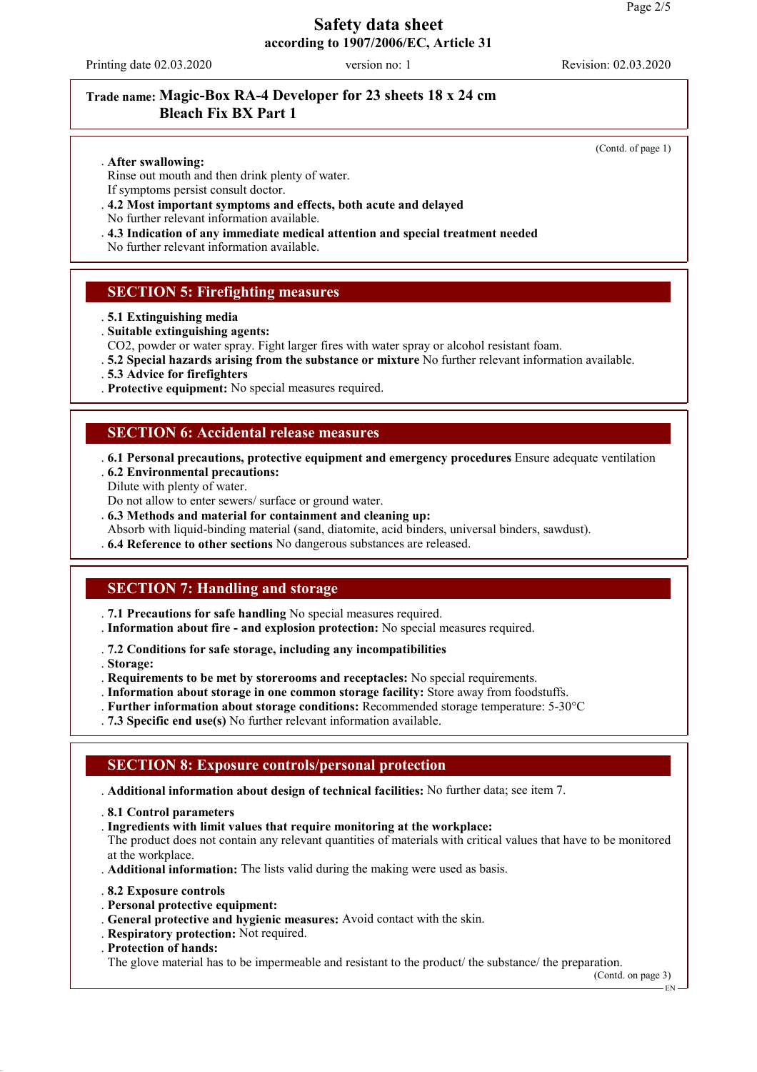# Safety data sheet

**according to 1907/2006/EC, Article 31**

Printing date 02.03.2020 version no: 1 Revision: 02.03.2020

**Trade name: Magic-Box RA-4 Developer for 23 sheets 18 x 24 cm Bleach Fix BX Part 1**

(Contd. of page 1)

- **After swallowing:**
  Rinse out mouth and then drink plenty of water.
  If symptoms persist consult doctor.
- **4.2 Most important symptoms and effects, both acute and delayed**
  No further relevant information available.
- **4.3 Indication of any immediate medical attention and special treatment needed**
  No further relevant information available.

## SECTION 5: Firefighting measures

- **5.1 Extinguishing media**
- **Suitable extinguishing agents:**
  $CO_2$, powder or water spray. Fight larger fires with water spray or alcohol resistant foam.
- **5.2 Special hazards arising from the substance or mixture** No further relevant information available.
- **5.3 Advice for firefighters**
- **Protective equipment:** No special measures required.

## SECTION 6: Accidental release measures

- **6.1 Personal precautions, protective equipment and emergency procedures** Ensure adequate ventilation
- **6.2 Environmental precautions:**
  Dilute with plenty of water.
  Do not allow to enter sewers/ surface or ground water.
- **6.3 Methods and material for containment and cleaning up:**
  Absorb with liquid-binding material (sand, diatomite, acid binders, universal binders, sawdust).
- **6.4 Reference to other sections** No dangerous substances are released.

## SECTION 7: Handling and storage

- **7.1 Precautions for safe handling** No special measures required.
- **Information about fire - and explosion protection:** No special measures required.

- **7.2 Conditions for safe storage, including any incompatibilities**
- **Storage:**
- **Requirements to be met by storerooms and receptacles:** No special requirements.
- **Information about storage in one common storage facility:** Store away from foodstuffs.
- **Further information about storage conditions:** Recommended storage temperature: 5-30°C
- **7.3 Specific end use(s)** No further relevant information available.

## SECTION 8: Exposure controls/personal protection

- **Additional information about design of technical facilities:** No further data; see item 7.

- **8.1 Control parameters**
- **Ingredients with limit values that require monitoring at the workplace:**
  The product does not contain any relevant quantities of materials with critical values that have to be monitored at the workplace.
- **Additional information:** The lists valid during the making were used as basis.

- **8.2 Exposure controls**
- **Personal protective equipment:**
- **General protective and hygienic measures:** Avoid contact with the skin.
- **Respiratory protection:** Not required.
- **Protection of hands:**
  The glove material has to be impermeable and resistant to the product/ the substance/ the preparation.

(Contd. on page 3)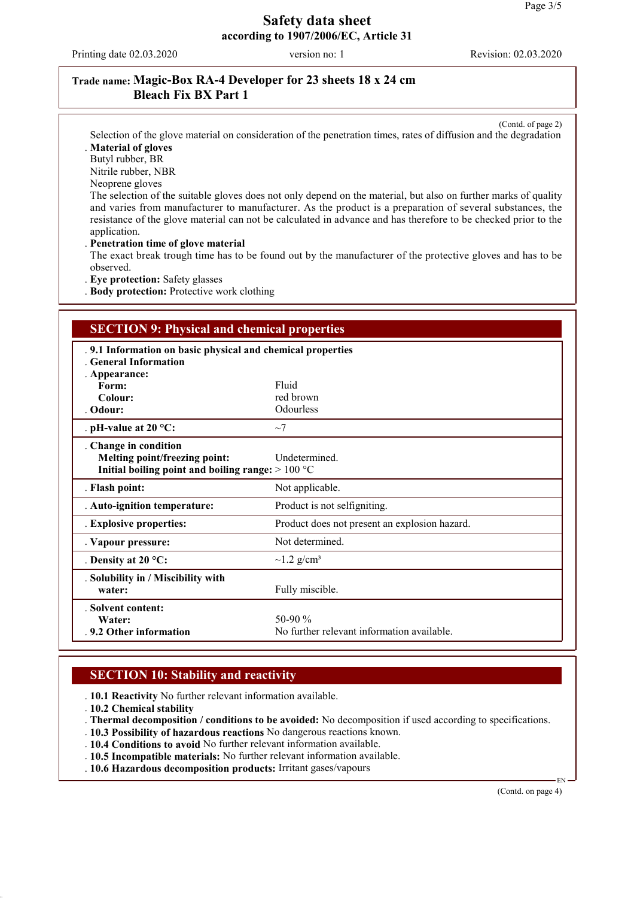**Trade name: Magic-Box RA-4 Developer for 23 sheets 18 x 24 cm Bleach Fix BX Part 1**

(Contd. of page 2)

Selection of the glove material on consideration of the penetration times, rates of diffusion and the degradation

. **Material of gloves**

Butyl rubber, BR

Nitrile rubber, NBR

Neoprene gloves

The selection of the suitable gloves does not only depend on the material, but also on further marks of quality and varies from manufacturer to manufacturer. As the product is a preparation of several substances, the resistance of the glove material can not be calculated in advance and has therefore to be checked prior to the application.

. **Penetration time of glove material**

The exact break trough time has to be found out by the manufacturer of the protective gloves and has to be observed.

. **Eye protection:** Safety glasses

. **Body protection:** Protective work clothing

## SECTION 9: Physical and chemical properties

. **9.1 Information on basic physical and chemical properties**

. **General Information**

. **Appearance:**

| | |
|---|---|
| **Form:** | Fluid |
| **Colour:** | red brown |
| . **Odour:** | Odourless |
| . **pH-value at 20 °C:** | ~7 |
| . **Change in condition** | |
| **Melting point/freezing point:** | Undetermined. |
| **Initial boiling point and boiling range:** | > 100 °C |
| . **Flash point:** | Not applicable. |
| . **Auto-ignition temperature:** | Product is not selfigniting. |
| . **Explosive properties:** | Product does not present an explosion hazard. |
| . **Vapour pressure:** | Not determined. |
| . **Density at 20 °C:** | ~1.2 g/cm³ |
| . **Solubility in / Miscibility with water:** | Fully miscible. |
| . **Solvent content:** | |
| **Water:** | 50-90 % |
| . **9.2 Other information** | No further relevant information available. |

## SECTION 10: Stability and reactivity

. **10.1 Reactivity** No further relevant information available.

. **10.2 Chemical stability**

. **Thermal decomposition / conditions to be avoided:** No decomposition if used according to specifications.

. **10.3 Possibility of hazardous reactions** No dangerous reactions known.

. **10.4 Conditions to avoid** No further relevant information available.

. **10.5 Incompatible materials:** No further relevant information available.

. **10.6 Hazardous decomposition products:** Irritant gases/vapours

(Contd. on page 4)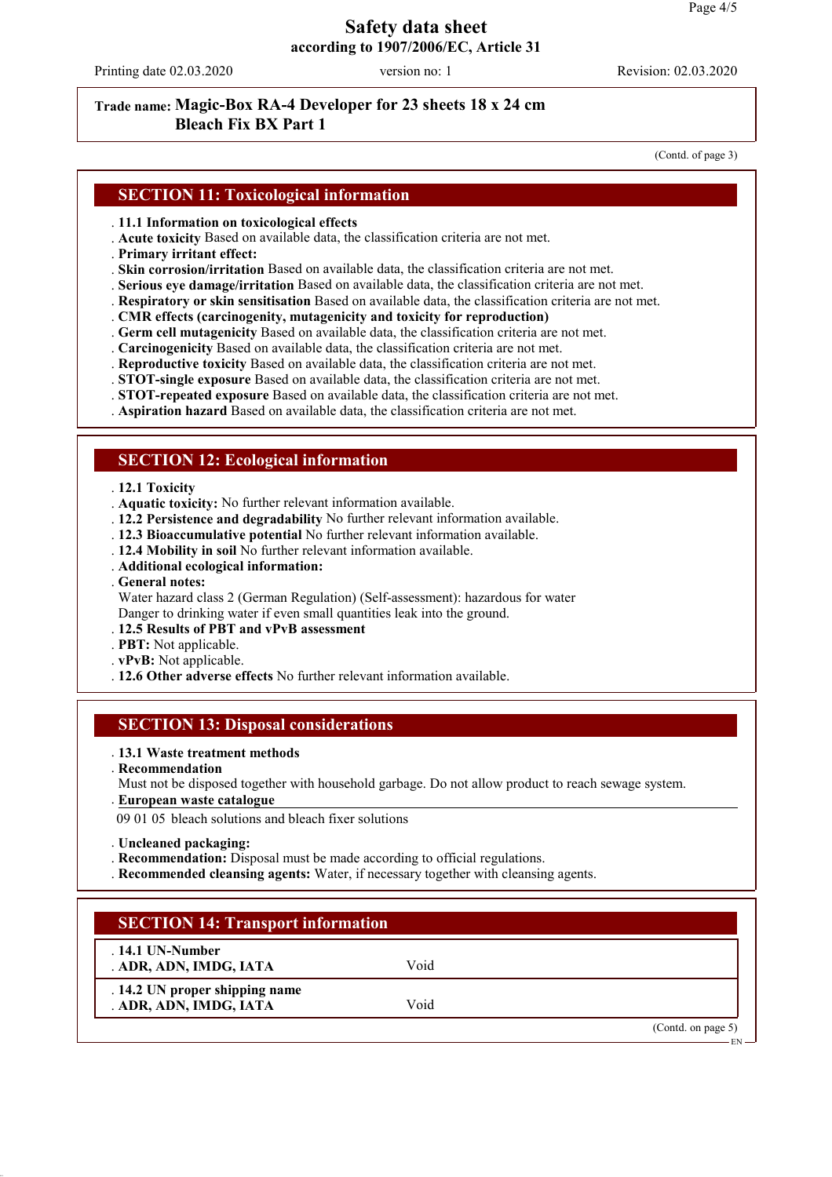Trade name: **Magic-Box RA-4 Developer for 23 sheets 18 x 24 cm Bleach Fix BX Part 1**

(Contd. of page 3)

## SECTION 11: Toxicological information

- **11.1 Information on toxicological effects**
- **Acute toxicity** Based on available data, the classification criteria are not met.
- **Primary irritant effect:**
- **Skin corrosion/irritation** Based on available data, the classification criteria are not met.
- **Serious eye damage/irritation** Based on available data, the classification criteria are not met.
- **Respiratory or skin sensitisation** Based on available data, the classification criteria are not met.
- **CMR effects (carcinogenity, mutagenicity and toxicity for reproduction)**
- **Germ cell mutagenicity** Based on available data, the classification criteria are not met.
- **Carcinogenicity** Based on available data, the classification criteria are not met.
- **Reproductive toxicity** Based on available data, the classification criteria are not met.
- **STOT-single exposure** Based on available data, the classification criteria are not met.
- **STOT-repeated exposure** Based on available data, the classification criteria are not met.
- **Aspiration hazard** Based on available data, the classification criteria are not met.

## SECTION 12: Ecological information

- **12.1 Toxicity**
- **Aquatic toxicity:** No further relevant information available.
- **12.2 Persistence and degradability** No further relevant information available.
- **12.3 Bioaccumulative potential** No further relevant information available.
- **12.4 Mobility in soil** No further relevant information available.
- **Additional ecological information:**
- **General notes:**
  Water hazard class 2 (German Regulation) (Self-assessment): hazardous for water
  Danger to drinking water if even small quantities leak into the ground.
- **12.5 Results of PBT and vPvB assessment**
- **PBT:** Not applicable.
- **vPvB:** Not applicable.
- **12.6 Other adverse effects** No further relevant information available.

## SECTION 13: Disposal considerations

- **13.1 Waste treatment methods**
- **Recommendation**
  Must not be disposed together with household garbage. Do not allow product to reach sewage system.
- **European waste catalogue**

09 01 05 bleach solutions and bleach fixer solutions

- **Uncleaned packaging:**
- **Recommendation:** Disposal must be made according to official regulations.
- **Recommended cleansing agents:** Water, if necessary together with cleansing agents.

## SECTION 14: Transport information

| | |
|---|---|
| **14.1 UN-Number** | |
| **ADR, ADN, IMDG, IATA** | Void |
| **14.2 UN proper shipping name** | |
| **ADR, ADN, IMDG, IATA** | Void |

(Contd. on page 5)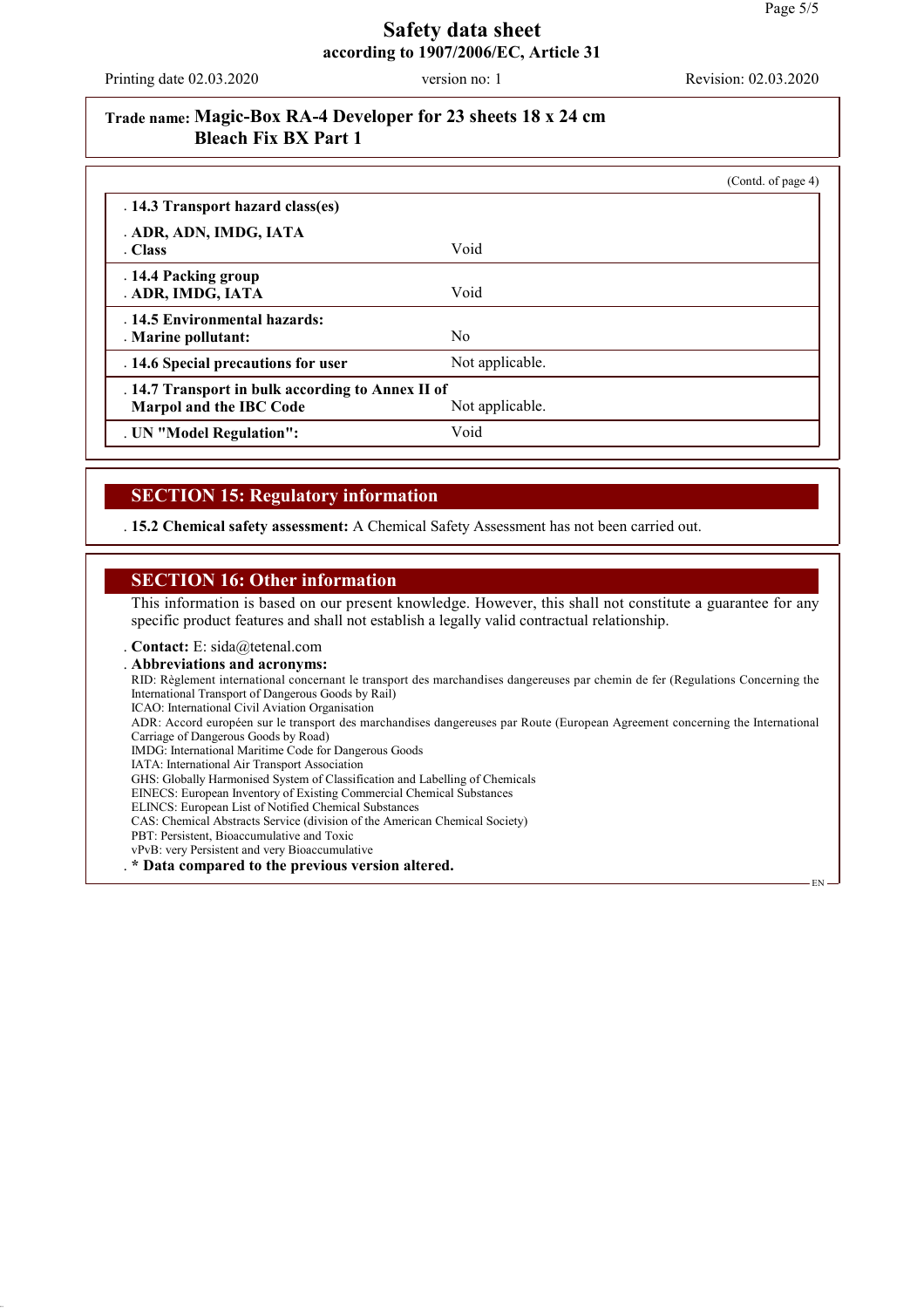# Safety data sheet
**according to 1907/2006/EC, Article 31**

Printing date 02.03.2020 | version no: 1 | Revision: 02.03.2020

**Trade name: Magic-Box RA-4 Developer for 23 sheets 18 x 24 cm Bleach Fix BX Part 1**

(Contd. of page 4)

| | |
|---|---|
| **14.3 Transport hazard class(es)** | |
| **ADR, ADN, IMDG, IATA** | |
| **Class** | Void |
| **14.4 Packing group** | |
| **ADR, IMDG, IATA** | Void |
| **14.5 Environmental hazards:** | |
| **Marine pollutant:** | No |
| **14.6 Special precautions for user** | Not applicable. |
| **14.7 Transport in bulk according to Annex II of Marpol and the IBC Code** | Not applicable. |
| **UN "Model Regulation":** | Void |

## SECTION 15: Regulatory information

**15.2 Chemical safety assessment:** A Chemical Safety Assessment has not been carried out.

## SECTION 16: Other information

This information is based on our present knowledge. However, this shall not constitute a guarantee for any specific product features and shall not establish a legally valid contractual relationship.

**Contact:** E: sida@tetenal.com

**Abbreviations and acronyms:**

RID: Règlement international concernant le transport des marchandises dangereuses par chemin de fer (Regulations Concerning the International Transport of Dangerous Goods by Rail)
ICAO: International Civil Aviation Organisation
ADR: Accord européen sur le transport des marchandises dangereuses par Route (European Agreement concerning the International Carriage of Dangerous Goods by Road)
IMDG: International Maritime Code for Dangerous Goods
IATA: International Air Transport Association
GHS: Globally Harmonised System of Classification and Labelling of Chemicals
EINECS: European Inventory of Existing Commercial Chemical Substances
ELINCS: European List of Notified Chemical Substances
CAS: Chemical Abstracts Service (division of the American Chemical Society)
PBT: Persistent, Bioaccumulative and Toxic
vPvB: very Persistent and very Bioaccumulative

**\* Data compared to the previous version altered.**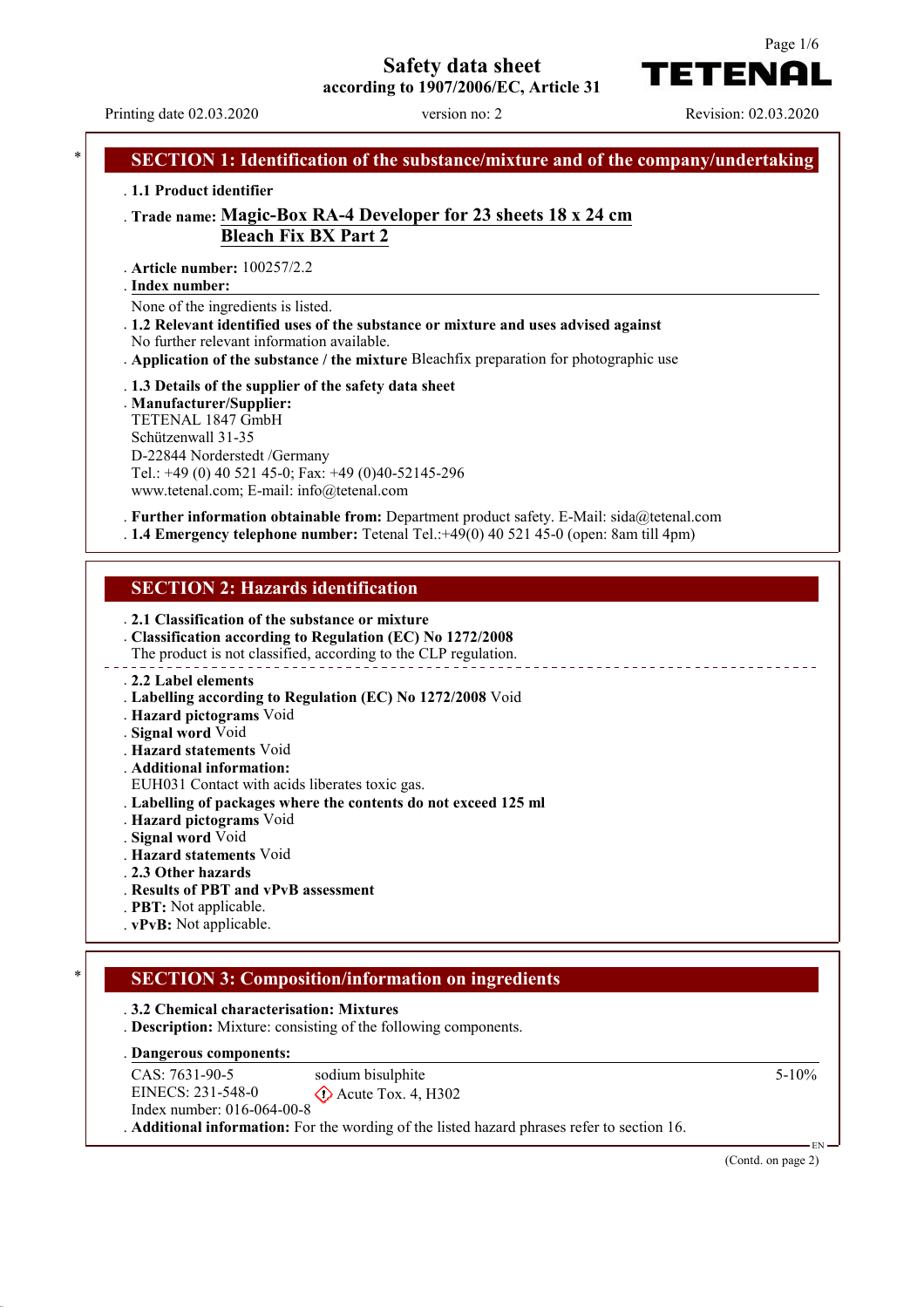# Safety data sheet

**according to 1907/2006/EC, Article 31**

Printing date 02.03.2020 | version no: 2 | Revision: 02.03.2020

## * SECTION 1: Identification of the substance/mixture and of the company/undertaking

- **1.1 Product identifier**
- **Trade name: Magic-Box RA-4 Developer for 23 sheets 18 x 24 cm**
  **Bleach Fix BX Part 2**
- **Article number:** 100257/2.2
- **Index number:**

None of the ingredients is listed.

- **1.2 Relevant identified uses of the substance or mixture and uses advised against**
  No further relevant information available.
- **Application of the substance / the mixture** Bleachfix preparation for photographic use
- **1.3 Details of the supplier of the safety data sheet**
- **Manufacturer/Supplier:**
  TETENAL 1847 GmbH
  Schützenwall 31-35
  D-22844 Norderstedt /Germany
  Tel.: +49 (0) 40 521 45-0; Fax: +49 (0)40-52145-296
  www.tetenal.com; E-mail: info@tetenal.com
- **Further information obtainable from:** Department product safety. E-Mail: sida@tetenal.com
- **1.4 Emergency telephone number:** Tetenal Tel.:+49(0) 40 521 45-0 (open: 8am till 4pm)

## SECTION 2: Hazards identification

- **2.1 Classification of the substance or mixture**
- **Classification according to Regulation (EC) No 1272/2008**
  The product is not classified, according to the CLP regulation.

- **2.2 Label elements**
- **Labelling according to Regulation (EC) No 1272/2008** Void
- **Hazard pictograms** Void
- **Signal word** Void
- **Hazard statements** Void
- **Additional information:**
  EUH031 Contact with acids liberates toxic gas.
- **Labelling of packages where the contents do not exceed 125 ml**
- **Hazard pictograms** Void
- **Signal word** Void
- **Hazard statements** Void
- **2.3 Other hazards**
- **Results of PBT and vPvB assessment**
- **PBT:** Not applicable.
- **vPvB:** Not applicable.

## * SECTION 3: Composition/information on ingredients

- **3.2 Chemical characterisation: Mixtures**
- **Description:** Mixture: consisting of the following components.
- **Dangerous components:**

| | | |
|---|---|---|
| CAS: 7631-90-5<br>EINECS: 231-548-0<br>Index number: 016-064-00-8 | sodium bisulphite<br>Acute Tox. 4, H302 | 5-10% |

- **Additional information:** For the wording of the listed hazard phrases refer to section 16.

(Contd. on page 2)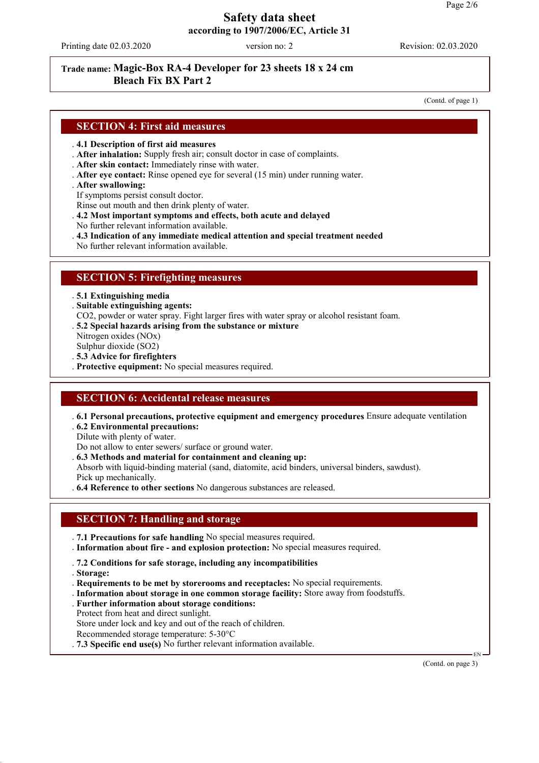# Safety data sheet
**according to 1907/2006/EC, Article 31**

Printing date 02.03.2020 | version no: 2 | Revision: 02.03.2020

**Trade name: Magic-Box RA-4 Developer for 23 sheets 18 x 24 cm Bleach Fix BX Part 2**

(Contd. of page 1)

## SECTION 4: First aid measures

- **4.1 Description of first aid measures**
- **After inhalation:** Supply fresh air; consult doctor in case of complaints.
- **After skin contact:** Immediately rinse with water.
- **After eye contact:** Rinse opened eye for several (15 min) under running water.
- **After swallowing:**
  If symptoms persist consult doctor.
  Rinse out mouth and then drink plenty of water.
- **4.2 Most important symptoms and effects, both acute and delayed**
  No further relevant information available.
- **4.3 Indication of any immediate medical attention and special treatment needed**
  No further relevant information available.

## SECTION 5: Firefighting measures

- **5.1 Extinguishing media**
- **Suitable extinguishing agents:**
  $CO_2$, powder or water spray. Fight larger fires with water spray or alcohol resistant foam.
- **5.2 Special hazards arising from the substance or mixture**
  Nitrogen oxides ($NO_x$)
  Sulphur dioxide ($SO_2$)
- **5.3 Advice for firefighters**
- **Protective equipment:** No special measures required.

## SECTION 6: Accidental release measures

- **6.1 Personal precautions, protective equipment and emergency procedures** Ensure adequate ventilation
- **6.2 Environmental precautions:**
  Dilute with plenty of water.
  Do not allow to enter sewers/ surface or ground water.
- **6.3 Methods and material for containment and cleaning up:**
  Absorb with liquid-binding material (sand, diatomite, acid binders, universal binders, sawdust).
  Pick up mechanically.
- **6.4 Reference to other sections** No dangerous substances are released.

## SECTION 7: Handling and storage

- **7.1 Precautions for safe handling** No special measures required.
- **Information about fire - and explosion protection:** No special measures required.
- **7.2 Conditions for safe storage, including any incompatibilities**
- **Storage:**
- **Requirements to be met by storerooms and receptacles:** No special requirements.
- **Information about storage in one common storage facility:** Store away from foodstuffs.
- **Further information about storage conditions:**
  Protect from heat and direct sunlight.
  Store under lock and key and out of the reach of children.
  Recommended storage temperature: 5-30°C
- **7.3 Specific end use(s)** No further relevant information available.

(Contd. on page 3)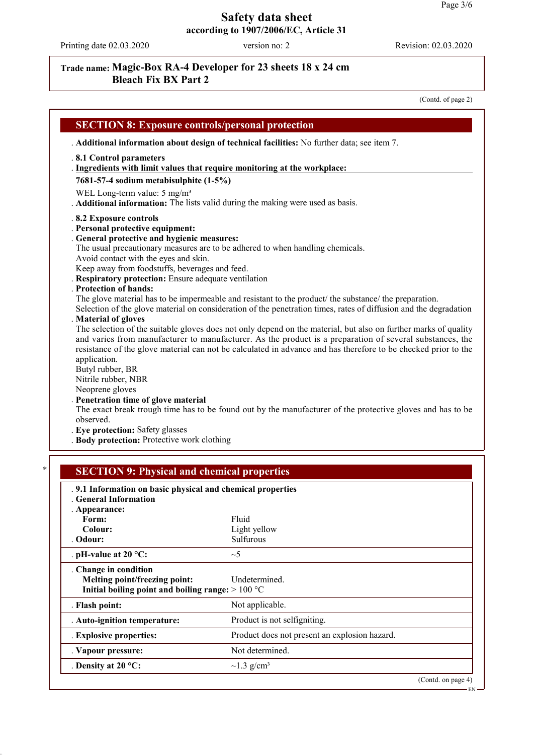**Trade name: Magic-Box RA-4 Developer for 23 sheets 18 x 24 cm Bleach Fix BX Part 2**

(Contd. of page 2)

## SECTION 8: Exposure controls/personal protection

**Additional information about design of technical facilities:** No further data; see item 7.

**8.1 Control parameters**

**Ingredients with limit values that require monitoring at the workplace:**

**7681-57-4 sodium metabisulphite (1-5%)**

WEL Long-term value: 5 mg/m³

**Additional information:** The lists valid during the making were used as basis.

**8.2 Exposure controls**

**Personal protective equipment:**

**General protective and hygienic measures:**
The usual precautionary measures are to be adhered to when handling chemicals.
Avoid contact with the eyes and skin.
Keep away from foodstuffs, beverages and feed.

**Respiratory protection:** Ensure adequate ventilation

**Protection of hands:**
The glove material has to be impermeable and resistant to the product/ the substance/ the preparation.
Selection of the glove material on consideration of the penetration times, rates of diffusion and the degradation

**Material of gloves**
The selection of the suitable gloves does not only depend on the material, but also on further marks of quality and varies from manufacturer to manufacturer. As the product is a preparation of several substances, the resistance of the glove material can not be calculated in advance and has therefore to be checked prior to the application.
Butyl rubber, BR
Nitrile rubber, NBR
Neoprene gloves

**Penetration time of glove material**
The exact break trough time has to be found out by the manufacturer of the protective gloves and has to be observed.

**Eye protection:** Safety glasses

**Body protection:** Protective work clothing

## * SECTION 9: Physical and chemical properties

| **9.1 Information on basic physical and chemical properties** | |
|---|---|
| **General Information** | |
| **Appearance:** | |
| **Form:** | Fluid |
| **Colour:** | Light yellow |
| **Odour:** | Sulfurous |
| **pH-value at 20 °C:** | ~5 |
| **Change in condition** | |
| **Melting point/freezing point:** | Undetermined. |
| **Initial boiling point and boiling range:** | > 100 °C |
| **Flash point:** | Not applicable. |
| **Auto-ignition temperature:** | Product is not selfigniting. |
| **Explosive properties:** | Product does not present an explosion hazard. |
| **Vapour pressure:** | Not determined. |
| **Density at 20 °C:** | ~1.3 g/cm³ |

(Contd. on page 4)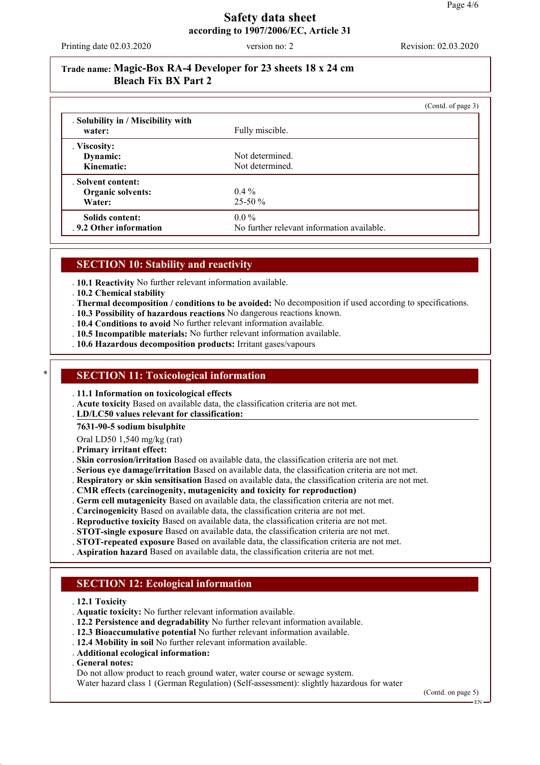**Trade name: Magic-Box RA-4 Developer for 23 sheets 18 x 24 cm Bleach Fix BX Part 2**

(Contd. of page 3)

| | |
|---|---|
| **Solubility in / Miscibility with water:** | Fully miscible. |
| **Viscosity:** | |
| **Dynamic:** | Not determined. |
| **Kinematic:** | Not determined. |
| **Solvent content:** | |
| **Organic solvents:** | 0.4 % |
| **Water:** | 25-50 % |
| **Solids content:** | 0.0 % |
| **9.2 Other information** | No further relevant information available. |

## SECTION 10: Stability and reactivity

- **10.1 Reactivity** No further relevant information available.
- **10.2 Chemical stability**
- **Thermal decomposition / conditions to be avoided:** No decomposition if used according to specifications.
- **10.3 Possibility of hazardous reactions** No dangerous reactions known.
- **10.4 Conditions to avoid** No further relevant information available.
- **10.5 Incompatible materials:** No further relevant information available.
- **10.6 Hazardous decomposition products:** Irritant gases/vapours

## SECTION 11: Toxicological information

- **11.1 Information on toxicological effects**
- **Acute toxicity** Based on available data, the classification criteria are not met.
- **LD/LC50 values relevant for classification:**

**7631-90-5 sodium bisulphite**

Oral LD50 1,540 mg/kg (rat)

- **Primary irritant effect:**
- **Skin corrosion/irritation** Based on available data, the classification criteria are not met.
- **Serious eye damage/irritation** Based on available data, the classification criteria are not met.
- **Respiratory or skin sensitisation** Based on available data, the classification criteria are not met.
- **CMR effects (carcinogenity, mutagenicity and toxicity for reproduction)**
- **Germ cell mutagenicity** Based on available data, the classification criteria are not met.
- **Carcinogenicity** Based on available data, the classification criteria are not met.
- **Reproductive toxicity** Based on available data, the classification criteria are not met.
- **STOT-single exposure** Based on available data, the classification criteria are not met.
- **STOT-repeated exposure** Based on available data, the classification criteria are not met.
- **Aspiration hazard** Based on available data, the classification criteria are not met.

## SECTION 12: Ecological information

- **12.1 Toxicity**
- **Aquatic toxicity:** No further relevant information available.
- **12.2 Persistence and degradability** No further relevant information available.
- **12.3 Bioaccumulative potential** No further relevant information available.
- **12.4 Mobility in soil** No further relevant information available.
- **Additional ecological information:**
- **General notes:**

Do not allow product to reach ground water, water course or sewage system.
Water hazard class 1 (German Regulation) (Self-assessment): slightly hazardous for water

(Contd. on page 5)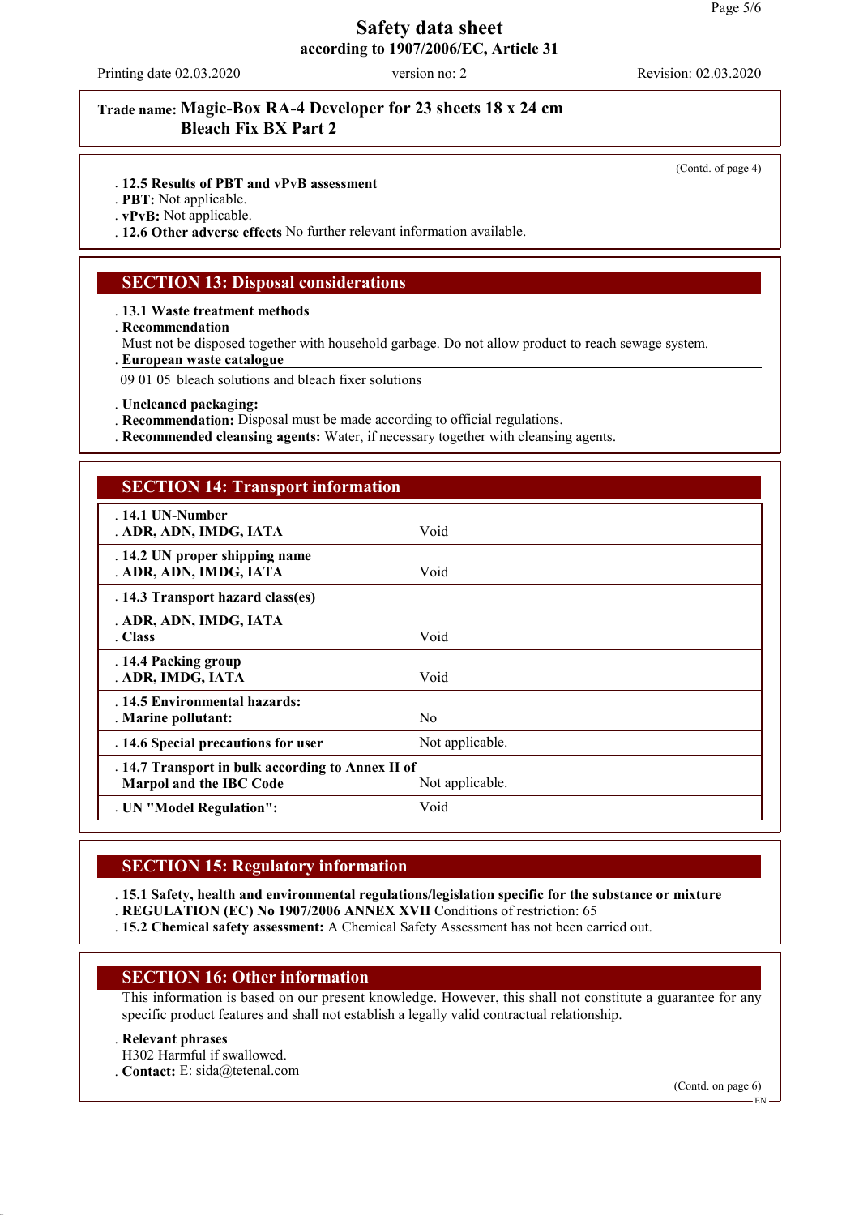# Safety data sheet
according to 1907/2006/EC, Article 31

Printing date 02.03.2020 | version no: 2 | Revision: 02.03.2020

**Trade name: Magic-Box RA-4 Developer for 23 sheets 18 x 24 cm Bleach Fix BX Part 2**

(Contd. of page 4)

- **12.5 Results of PBT and vPvB assessment**
- **PBT:** Not applicable.
- **vPvB:** Not applicable.
- **12.6 Other adverse effects** No further relevant information available.

## SECTION 13: Disposal considerations

- **13.1 Waste treatment methods**
- **Recommendation**
  Must not be disposed together with household garbage. Do not allow product to reach sewage system.
- **European waste catalogue**

09 01 05 bleach solutions and bleach fixer solutions

- **Uncleaned packaging:**
- **Recommendation:** Disposal must be made according to official regulations.
- **Recommended cleansing agents:** Water, if necessary together with cleansing agents.

## SECTION 14: Transport information

| | |
|---|---|
| **14.1 UN-Number** | |
| **ADR, ADN, IMDG, IATA** | Void |
| **14.2 UN proper shipping name** | |
| **ADR, ADN, IMDG, IATA** | Void |
| **14.3 Transport hazard class(es)** | |
| **ADR, ADN, IMDG, IATA** | |
| **Class** | Void |
| **14.4 Packing group** | |
| **ADR, IMDG, IATA** | Void |
| **14.5 Environmental hazards:** | |
| **Marine pollutant:** | No |
| **14.6 Special precautions for user** | Not applicable. |
| **14.7 Transport in bulk according to Annex II of Marpol and the IBC Code** | Not applicable. |
| **UN "Model Regulation":** | Void |

## SECTION 15: Regulatory information

- **15.1 Safety, health and environmental regulations/legislation specific for the substance or mixture**
- **REGULATION (EC) No 1907/2006 ANNEX XVII** Conditions of restriction: 65
- **15.2 Chemical safety assessment:** A Chemical Safety Assessment has not been carried out.

## SECTION 16: Other information

This information is based on our present knowledge. However, this shall not constitute a guarantee for any specific product features and shall not establish a legally valid contractual relationship.

- **Relevant phrases**
  H302 Harmful if swallowed.
- **Contact:** E: sida@tetenal.com

(Contd. on page 6)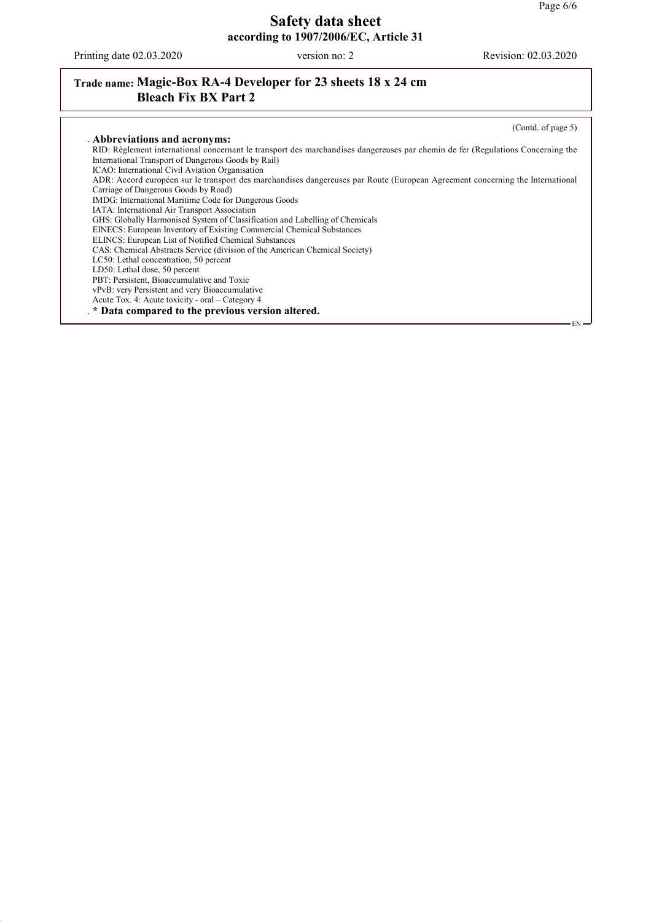# Safety data sheet

**according to 1907/2006/EC, Article 31**

Printing date 02.03.2020 version no: 2 Revision: 02.03.2020

## Trade name: Magic-Box RA-4 Developer for 23 sheets 18 x 24 cm Bleach Fix BX Part 2

(Contd. of page 5)

· **Abbreviations and acronyms:**

RID: Règlement international concernant le transport des marchandises dangereuses par chemin de fer (Regulations Concerning the International Transport of Dangerous Goods by Rail)
ICAO: International Civil Aviation Organisation
ADR: Accord européen sur le transport des marchandises dangereuses par Route (European Agreement concerning the International Carriage of Dangerous Goods by Road)
IMDG: International Maritime Code for Dangerous Goods
IATA: International Air Transport Association
GHS: Globally Harmonised System of Classification and Labelling of Chemicals
EINECS: European Inventory of Existing Commercial Chemical Substances
ELINCS: European List of Notified Chemical Substances
CAS: Chemical Abstracts Service (division of the American Chemical Society)
LC50: Lethal concentration, 50 percent
LD50: Lethal dose, 50 percent
PBT: Persistent, Bioaccumulative and Toxic
vPvB: very Persistent and very Bioaccumulative
Acute Tox. 4: Acute toxicity - oral – Category 4

· **\* Data compared to the previous version altered.**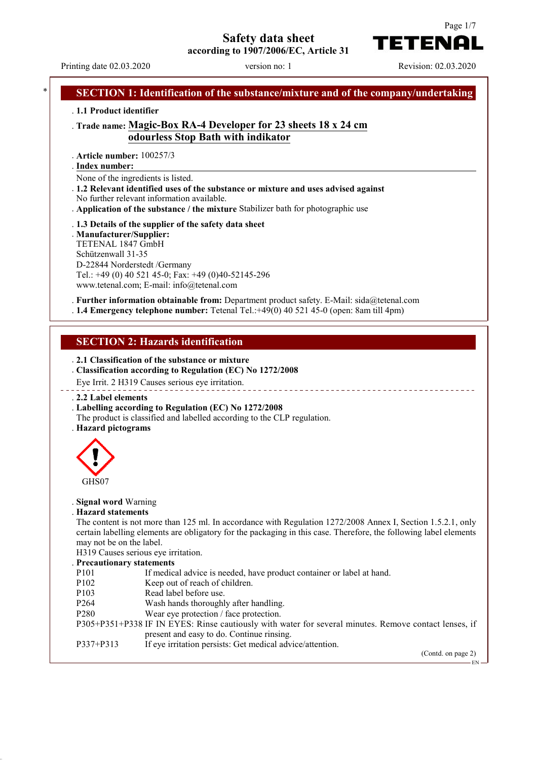# Safety data sheet

according to 1907/2006/EC, Article 31

Printing date 02.03.2020 version no: 1 Revision: 02.03.2020

## SECTION 1: Identification of the substance/mixture and of the company/undertaking

- **1.1 Product identifier**
- **Trade name: Magic-Box RA-4 Developer for 23 sheets 18 x 24 cm odourless Stop Bath with indikator**
- **Article number:** 100257/3
- **Index number:**

None of the ingredients is listed.

- **1.2 Relevant identified uses of the substance or mixture and uses advised against**

No further relevant information available.

- **Application of the substance / the mixture** Stabilizer bath for photographic use
- **1.3 Details of the supplier of the safety data sheet**
- **Manufacturer/Supplier:**

TETENAL 1847 GmbH
Schützenwall 31-35
D-22844 Norderstedt /Germany
Tel.: +49 (0) 40 521 45-0; Fax: +49 (0)40-52145-296
www.tetenal.com; E-mail: info@tetenal.com

- **Further information obtainable from:** Department product safety. E-Mail: sida@tetenal.com
- **1.4 Emergency telephone number:** Tetenal Tel.:+49(0) 40 521 45-0 (open: 8am till 4pm)

## SECTION 2: Hazards identification

- **2.1 Classification of the substance or mixture**
- **Classification according to Regulation (EC) No 1272/2008**

Eye Irrit. 2 H319 Causes serious eye irritation.

- **2.2 Label elements**
- **Labelling according to Regulation (EC) No 1272/2008**

The product is classified and labelled according to the CLP regulation.

- **Hazard pictograms**

GHS07

- **Signal word** Warning
- **Hazard statements**

The content is not more than 125 ml. In accordance with Regulation 1272/2008 Annex I, Section 1.5.2.1, only certain labelling elements are obligatory for the packaging in this case. Therefore, the following label elements may not be on the label.

H319 Causes serious eye irritation.

- **Precautionary statements**

| | |
|---|---|
| P101 | If medical advice is needed, have product container or label at hand. |
| P102 | Keep out of reach of children. |
| P103 | Read label before use. |
| P264 | Wash hands thoroughly after handling. |
| P280 | Wear eye protection / face protection. |
| P305+P351+P338 | IF IN EYES: Rinse cautiously with water for several minutes. Remove contact lenses, if present and easy to do. Continue rinsing. |
| P337+P313 | If eye irritation persists: Get medical advice/attention. |

(Contd. on page 2)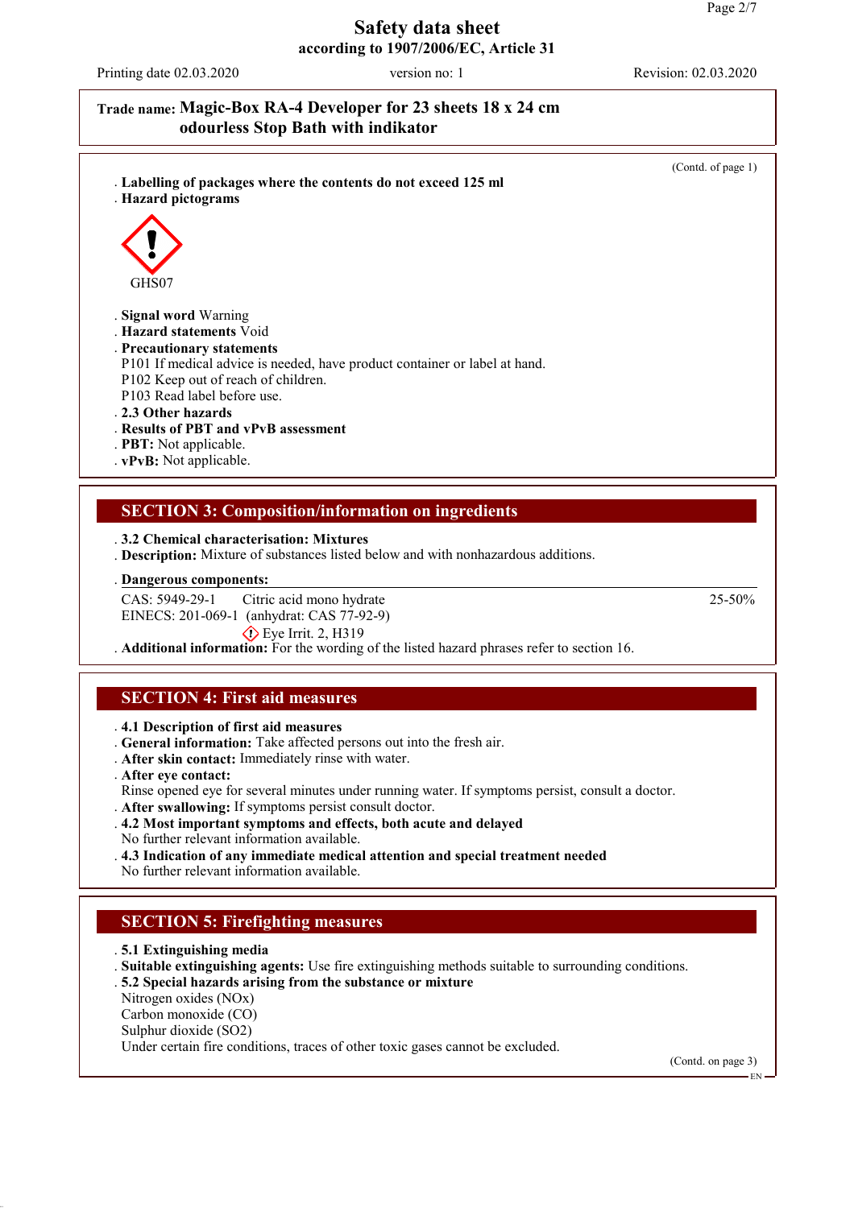**Trade name: Magic-Box RA-4 Developer for 23 sheets 18 x 24 cm odourless Stop Bath with indikator**

(Contd. of page 1)

- **Labelling of packages where the contents do not exceed 125 ml**
- **Hazard pictograms**

GHS07

- **Signal word** Warning
- **Hazard statements** Void
- **Precautionary statements**
  P101 If medical advice is needed, have product container or label at hand.
  P102 Keep out of reach of children.
  P103 Read label before use.
- **2.3 Other hazards**
- **Results of PBT and vPvB assessment**
- **PBT:** Not applicable.
- **vPvB:** Not applicable.

## SECTION 3: Composition/information on ingredients

- **3.2 Chemical characterisation: Mixtures**
- **Description:** Mixture of substances listed below and with nonhazardous additions.
- **Dangerous components:**

| | | |
|---|---|---|
| CAS: 5949-29-1<br>EINECS: 201-069-1 | Citric acid mono hydrate<br>(anhydrat: CAS 77-92-9)<br>Eye Irrit. 2, H319 | 25-50% |

- **Additional information:** For the wording of the listed hazard phrases refer to section 16.

## SECTION 4: First aid measures

- **4.1 Description of first aid measures**
- **General information:** Take affected persons out into the fresh air.
- **After skin contact:** Immediately rinse with water.
- **After eye contact:**
  Rinse opened eye for several minutes under running water. If symptoms persist, consult a doctor.
- **After swallowing:** If symptoms persist consult doctor.
- **4.2 Most important symptoms and effects, both acute and delayed**
  No further relevant information available.
- **4.3 Indication of any immediate medical attention and special treatment needed**
  No further relevant information available.

## SECTION 5: Firefighting measures

- **5.1 Extinguishing media**
- **Suitable extinguishing agents:** Use fire extinguishing methods suitable to surrounding conditions.
- **5.2 Special hazards arising from the substance or mixture**
  Nitrogen oxides (NOx)
  Carbon monoxide (CO)
  Sulphur dioxide ($SO_2$)
  Under certain fire conditions, traces of other toxic gases cannot be excluded.

(Contd. on page 3)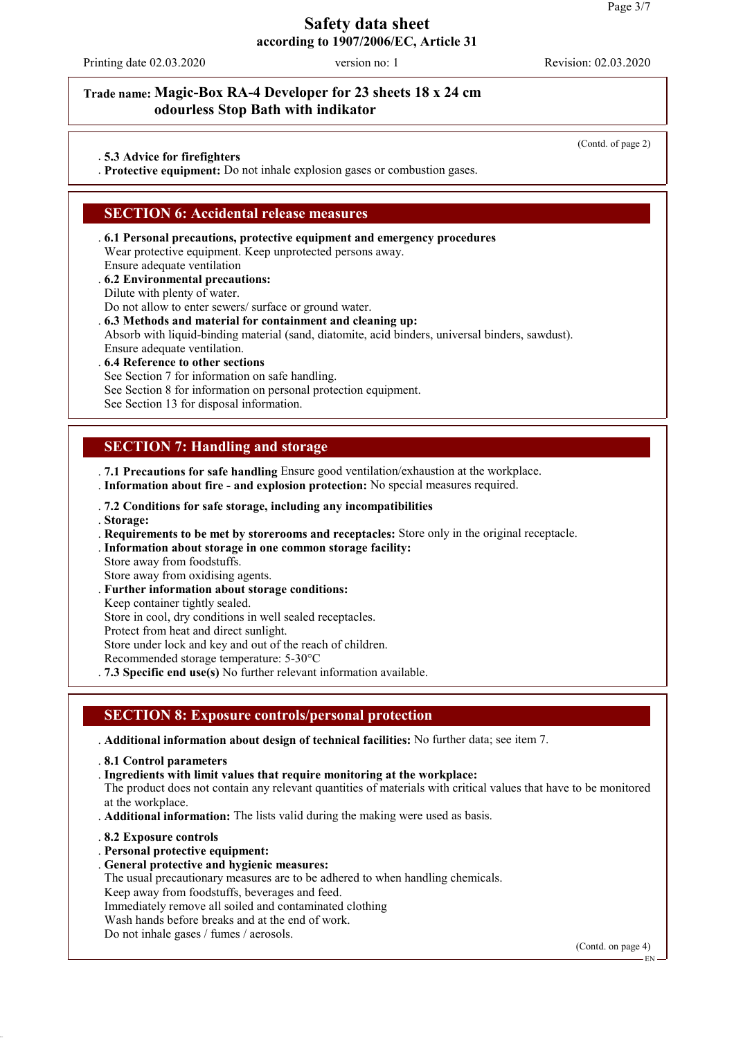# Safety data sheet
**according to 1907/2006/EC, Article 31**

Printing date 02.03.2020 | version no: 1 | Revision: 02.03.2020

**Trade name: Magic-Box RA-4 Developer for 23 sheets 18 x 24 cm odourless Stop Bath with indikator**

(Contd. of page 2)

- **5.3 Advice for firefighters**
- **Protective equipment:** Do not inhale explosion gases or combustion gases.

## SECTION 6: Accidental release measures

- **6.1 Personal precautions, protective equipment and emergency procedures**
  Wear protective equipment. Keep unprotected persons away.
  Ensure adequate ventilation
- **6.2 Environmental precautions:**
  Dilute with plenty of water.
  Do not allow to enter sewers/ surface or ground water.
- **6.3 Methods and material for containment and cleaning up:**
  Absorb with liquid-binding material (sand, diatomite, acid binders, universal binders, sawdust).
  Ensure adequate ventilation.
- **6.4 Reference to other sections**
  See Section 7 for information on safe handling.
  See Section 8 for information on personal protection equipment.
  See Section 13 for disposal information.

## SECTION 7: Handling and storage

- **7.1 Precautions for safe handling** Ensure good ventilation/exhaustion at the workplace.
- **Information about fire - and explosion protection:** No special measures required.
- **7.2 Conditions for safe storage, including any incompatibilities**
- **Storage:**
- **Requirements to be met by storerooms and receptacles:** Store only in the original receptacle.
- **Information about storage in one common storage facility:**
  Store away from foodstuffs.
  Store away from oxidising agents.
- **Further information about storage conditions:**
  Keep container tightly sealed.
  Store in cool, dry conditions in well sealed receptacles.
  Protect from heat and direct sunlight.
  Store under lock and key and out of the reach of children.
  Recommended storage temperature: 5-30°C
- **7.3 Specific end use(s)** No further relevant information available.

## SECTION 8: Exposure controls/personal protection

- **Additional information about design of technical facilities:** No further data; see item 7.
- **8.1 Control parameters**
- **Ingredients with limit values that require monitoring at the workplace:**
  The product does not contain any relevant quantities of materials with critical values that have to be monitored at the workplace.
- **Additional information:** The lists valid during the making were used as basis.
- **8.2 Exposure controls**
- **Personal protective equipment:**
- **General protective and hygienic measures:**
  The usual precautionary measures are to be adhered to when handling chemicals.
  Keep away from foodstuffs, beverages and feed.
  Immediately remove all soiled and contaminated clothing
  Wash hands before breaks and at the end of work.
  Do not inhale gases / fumes / aerosols.

(Contd. on page 4)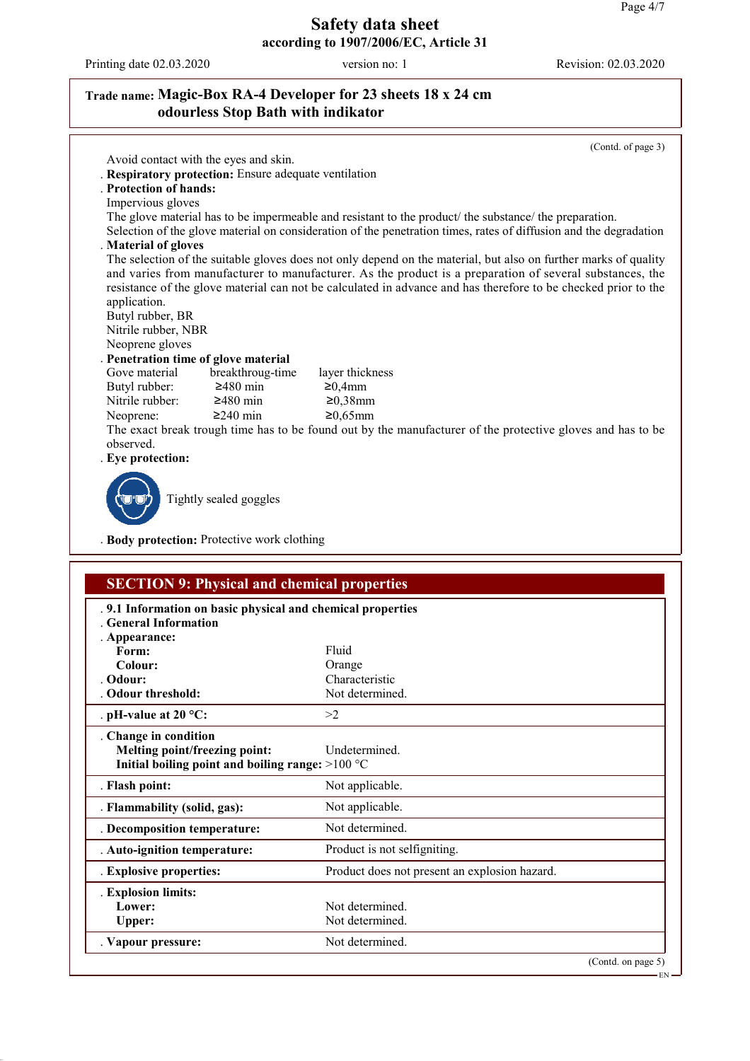**Trade name: Magic-Box RA-4 Developer for 23 sheets 18 x 24 cm odourless Stop Bath with indikator**

(Contd. of page 3)

Avoid contact with the eyes and skin.

- **Respiratory protection:** Ensure adequate ventilation
- **Protection of hands:**

Impervious gloves

The glove material has to be impermeable and resistant to the product/ the substance/ the preparation.

Selection of the glove material on consideration of the penetration times, rates of diffusion and the degradation

- **Material of gloves**

The selection of the suitable gloves does not only depend on the material, but also on further marks of quality and varies from manufacturer to manufacturer. As the product is a preparation of several substances, the resistance of the glove material can not be calculated in advance and has therefore to be checked prior to the application.

Butyl rubber, BR

Nitrile rubber, NBR

Neoprene gloves

- **Penetration time of glove material**

| Gove material | breakthroug-time | layer thickness |
|---|---|---|
| Butyl rubber: | ≥480 min | ≥0,4mm |
| Nitrile rubber: | ≥480 min | ≥0,38mm |
| Neoprene: | ≥240 min | ≥0,65mm |

The exact break trough time has to be found out by the manufacturer of the protective gloves and has to be observed.

- **Eye protection:**

Tightly sealed goggles

- **Body protection:** Protective work clothing

## SECTION 9: Physical and chemical properties

| | |
|---|---|
| **9.1 Information on basic physical and chemical properties** | |
| **General Information** | |
| **Appearance:** | |
| **Form:** | Fluid |
| **Colour:** | Orange |
| **Odour:** | Characteristic |
| **Odour threshold:** | Not determined. |
| **pH-value at 20 °C:** | >2 |
| **Change in condition** | |
| **Melting point/freezing point:** | Undetermined. |
| **Initial boiling point and boiling range:** | >100 °C |
| **Flash point:** | Not applicable. |
| **Flammability (solid, gas):** | Not applicable. |
| **Decomposition temperature:** | Not determined. |
| **Auto-ignition temperature:** | Product is not selfigniting. |
| **Explosive properties:** | Product does not present an explosion hazard. |
| **Explosion limits:** | |
| **Lower:** | Not determined. |
| **Upper:** | Not determined. |
| **Vapour pressure:** | Not determined. |

(Contd. on page 5)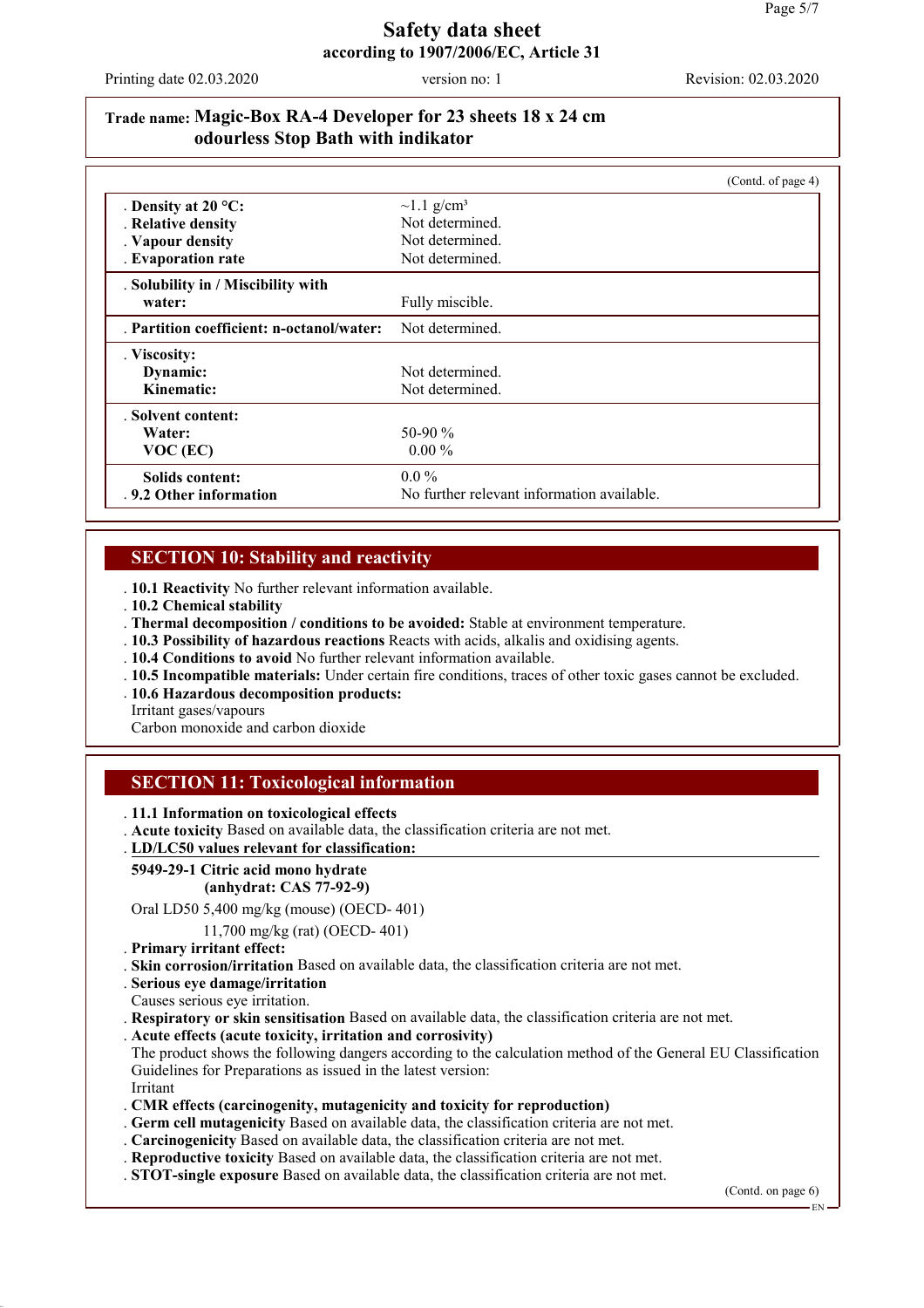**Trade name: Magic-Box RA-4 Developer for 23 sheets 18 x 24 cm odourless Stop Bath with indikator**

(Contd. of page 4)

| | |
|---|---|
| **Density at 20 °C:** | ~1.1 g/cm³ |
| **Relative density** | Not determined. |
| **Vapour density** | Not determined. |
| **Evaporation rate** | Not determined. |
| **Solubility in / Miscibility with water:** | Fully miscible. |
| **Partition coefficient: n-octanol/water:** | Not determined. |
| **Viscosity:** | |
| **Dynamic:** | Not determined. |
| **Kinematic:** | Not determined. |
| **Solvent content:** | |
| **Water:** | 50-90 % |
| **VOC (EC)** | 0.00 % |
| **Solids content:** | 0.0 % |
| **9.2 Other information** | No further relevant information available. |

## SECTION 10: Stability and reactivity

- **10.1 Reactivity** No further relevant information available.
- **10.2 Chemical stability**
- **Thermal decomposition / conditions to be avoided:** Stable at environment temperature.
- **10.3 Possibility of hazardous reactions** Reacts with acids, alkalis and oxidising agents.
- **10.4 Conditions to avoid** No further relevant information available.
- **10.5 Incompatible materials:** Under certain fire conditions, traces of other toxic gases cannot be excluded.
- **10.6 Hazardous decomposition products:**
  Irritant gases/vapours
  Carbon monoxide and carbon dioxide

## SECTION 11: Toxicological information

- **11.1 Information on toxicological effects**
- **Acute toxicity** Based on available data, the classification criteria are not met.
- **LD/LC50 values relevant for classification:**

**5949-29-1 Citric acid mono hydrate (anhydrat: CAS 77-92-9)**

| | | |
|---|---|---|
| Oral | LD50 | 5,400 mg/kg (mouse) (OECD- 401) |
| | | 11,700 mg/kg (rat) (OECD- 401) |

- **Primary irritant effect:**
- **Skin corrosion/irritation** Based on available data, the classification criteria are not met.
- **Serious eye damage/irritation**
  Causes serious eye irritation.
- **Respiratory or skin sensitisation** Based on available data, the classification criteria are not met.
- **Acute effects (acute toxicity, irritation and corrosivity)**
  The product shows the following dangers according to the calculation method of the General EU Classification Guidelines for Preparations as issued in the latest version:
  Irritant
- **CMR effects (carcinogenity, mutagenicity and toxicity for reproduction)**
- **Germ cell mutagenicity** Based on available data, the classification criteria are not met.
- **Carcinogenicity** Based on available data, the classification criteria are not met.
- **Reproductive toxicity** Based on available data, the classification criteria are not met.
- **STOT-single exposure** Based on available data, the classification criteria are not met.

(Contd. on page 6)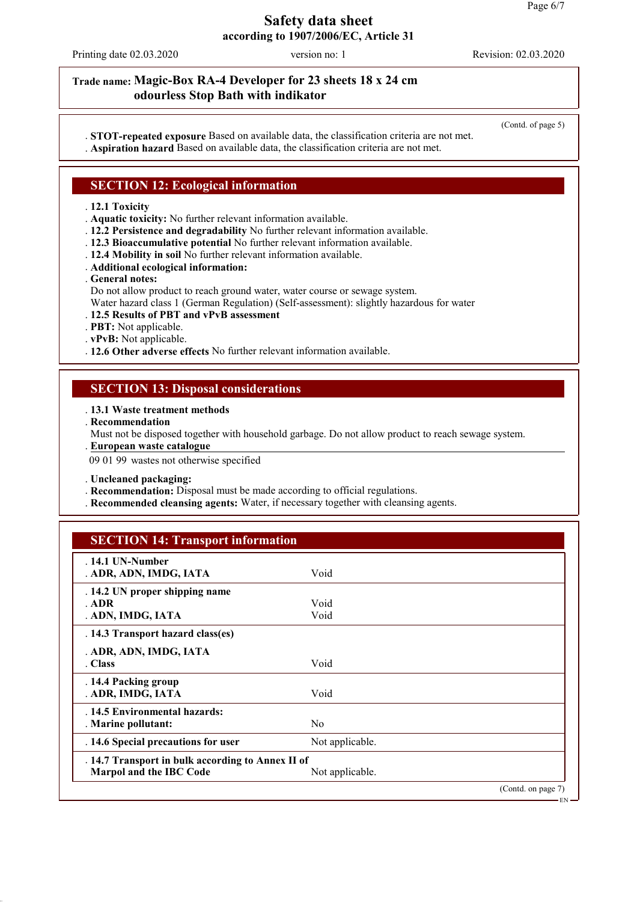**Trade name: Magic-Box RA-4 Developer for 23 sheets 18 x 24 cm odourless Stop Bath with indikator**

(Contd. of page 5)

- **STOT-repeated exposure** Based on available data, the classification criteria are not met.
- **Aspiration hazard** Based on available data, the classification criteria are not met.

## SECTION 12: Ecological information

- **12.1 Toxicity**
- **Aquatic toxicity:** No further relevant information available.
- **12.2 Persistence and degradability** No further relevant information available.
- **12.3 Bioaccumulative potential** No further relevant information available.
- **12.4 Mobility in soil** No further relevant information available.
- **Additional ecological information:**
- **General notes:**
  Do not allow product to reach ground water, water course or sewage system.
  Water hazard class 1 (German Regulation) (Self-assessment): slightly hazardous for water
- **12.5 Results of PBT and vPvB assessment**
- **PBT:** Not applicable.
- **vPvB:** Not applicable.
- **12.6 Other adverse effects** No further relevant information available.

## SECTION 13: Disposal considerations

- **13.1 Waste treatment methods**
- **Recommendation**
  Must not be disposed together with household garbage. Do not allow product to reach sewage system.
- **European waste catalogue**

09 01 99 wastes not otherwise specified

- **Uncleaned packaging:**
- **Recommendation:** Disposal must be made according to official regulations.
- **Recommended cleansing agents:** Water, if necessary together with cleansing agents.

## SECTION 14: Transport information

| | |
|---|---|
| **14.1 UN-Number** | |
| **ADR, ADN, IMDG, IATA** | Void |
| **14.2 UN proper shipping name** | |
| **ADR** | Void |
| **ADN, IMDG, IATA** | Void |
| **14.3 Transport hazard class(es)** | |
| **ADR, ADN, IMDG, IATA** | |
| **Class** | Void |
| **14.4 Packing group** | |
| **ADR, IMDG, IATA** | Void |
| **14.5 Environmental hazards:** | |
| **Marine pollutant:** | No |
| **14.6 Special precautions for user** | Not applicable. |
| **14.7 Transport in bulk according to Annex II of Marpol and the IBC Code** | Not applicable. |

(Contd. on page 7)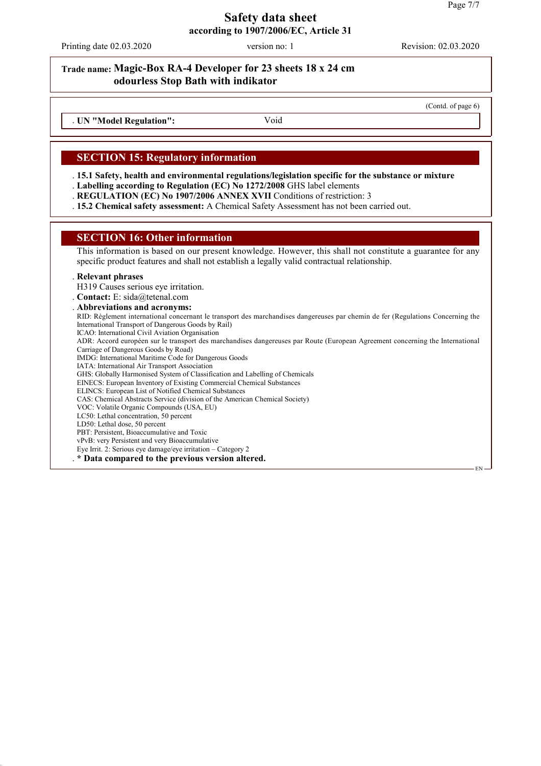**Trade name: Magic-Box RA-4 Developer for 23 sheets 18 x 24 cm odourless Stop Bath with indikator**

(Contd. of page 6)

- **UN "Model Regulation":** Void

## SECTION 15: Regulatory information

- **15.1 Safety, health and environmental regulations/legislation specific for the substance or mixture**
- **Labelling according to Regulation (EC) No 1272/2008** GHS label elements
- **REGULATION (EC) No 1907/2006 ANNEX XVII** Conditions of restriction: 3
- **15.2 Chemical safety assessment:** A Chemical Safety Assessment has not been carried out.

## SECTION 16: Other information

This information is based on our present knowledge. However, this shall not constitute a guarantee for any specific product features and shall not establish a legally valid contractual relationship.

- **Relevant phrases**

H319 Causes serious eye irritation.

- **Contact:** E: sida@tetenal.com
- **Abbreviations and acronyms:**

RID: Règlement international concernant le transport des marchandises dangereuses par chemin de fer (Regulations Concerning the International Transport of Dangerous Goods by Rail)
ICAO: International Civil Aviation Organisation
ADR: Accord européen sur le transport des marchandises dangereuses par Route (European Agreement concerning the International Carriage of Dangerous Goods by Road)
IMDG: International Maritime Code for Dangerous Goods
IATA: International Air Transport Association
GHS: Globally Harmonised System of Classification and Labelling of Chemicals
EINECS: European Inventory of Existing Commercial Chemical Substances
ELINCS: European List of Notified Chemical Substances
CAS: Chemical Abstracts Service (division of the American Chemical Society)
VOC: Volatile Organic Compounds (USA, EU)
LC50: Lethal concentration, 50 percent
LD50: Lethal dose, 50 percent
PBT: Persistent, Bioaccumulative and Toxic
vPvB: very Persistent and very Bioaccumulative
Eye Irrit. 2: Serious eye damage/eye irritation – Category 2

- *** Data compared to the previous version altered.**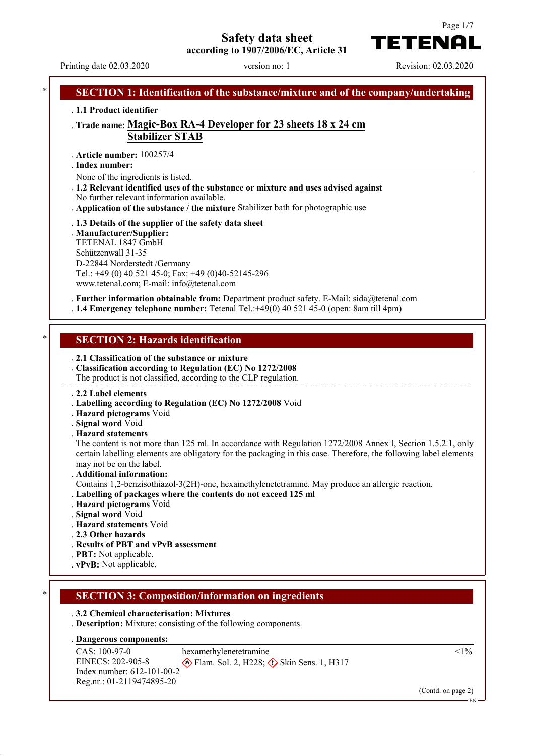# Safety data sheet
according to 1907/2006/EC, Article 31

Printing date 02.03.2020 | version no: 1 | Revision: 02.03.2020

## SECTION 1: Identification of the substance/mixture and of the company/undertaking

**1.1 Product identifier**

**Trade name: Magic-Box RA-4 Developer for 23 sheets 18 x 24 cm Stabilizer STAB**

**Article number:** 100257/4

**Index number:**

None of the ingredients is listed.

**1.2 Relevant identified uses of the substance or mixture and uses advised against**

No further relevant information available.

**Application of the substance / the mixture** Stabilizer bath for photographic use

**1.3 Details of the supplier of the safety data sheet**

**Manufacturer/Supplier:**

TETENAL 1847 GmbH
Schützenwall 31-35
D-22844 Norderstedt /Germany
Tel.: +49 (0) 40 521 45-0; Fax: +49 (0)40-52145-296
www.tetenal.com; E-mail: info@tetenal.com

**Further information obtainable from:** Department product safety. E-Mail: sida@tetenal.com

**1.4 Emergency telephone number:** Tetenal Tel.:+49(0) 40 521 45-0 (open: 8am till 4pm)

## SECTION 2: Hazards identification

**2.1 Classification of the substance or mixture**

**Classification according to Regulation (EC) No 1272/2008**

The product is not classified, according to the CLP regulation.

**2.2 Label elements**

**Labelling according to Regulation (EC) No 1272/2008** Void

**Hazard pictograms** Void

**Signal word** Void

**Hazard statements**

The content is not more than 125 ml. In accordance with Regulation 1272/2008 Annex I, Section 1.5.2.1, only certain labelling elements are obligatory for the packaging in this case. Therefore, the following label elements may not be on the label.

**Additional information:**

Contains 1,2-benzisothiazol-3(2H)-one, hexamethylenetetramine. May produce an allergic reaction.

**Labelling of packages where the contents do not exceed 125 ml**

**Hazard pictograms** Void

**Signal word** Void

**Hazard statements** Void

**2.3 Other hazards**

**Results of PBT and vPvB assessment**

**PBT:** Not applicable.

**vPvB:** Not applicable.

## SECTION 3: Composition/information on ingredients

**3.2 Chemical characterisation: Mixtures**

**Description:** Mixture: consisting of the following components.

**Dangerous components:**

| | | |
|---|---|---|
| CAS: 100-97-0<br>EINECS: 202-905-8<br>Index number: 612-101-00-2<br>Reg.nr.: 01-2119474895-20 | hexamethylenetetramine<br>Flam. Sol. 2, H228; Skin Sens. 1, H317 | <1% |

(Contd. on page 2)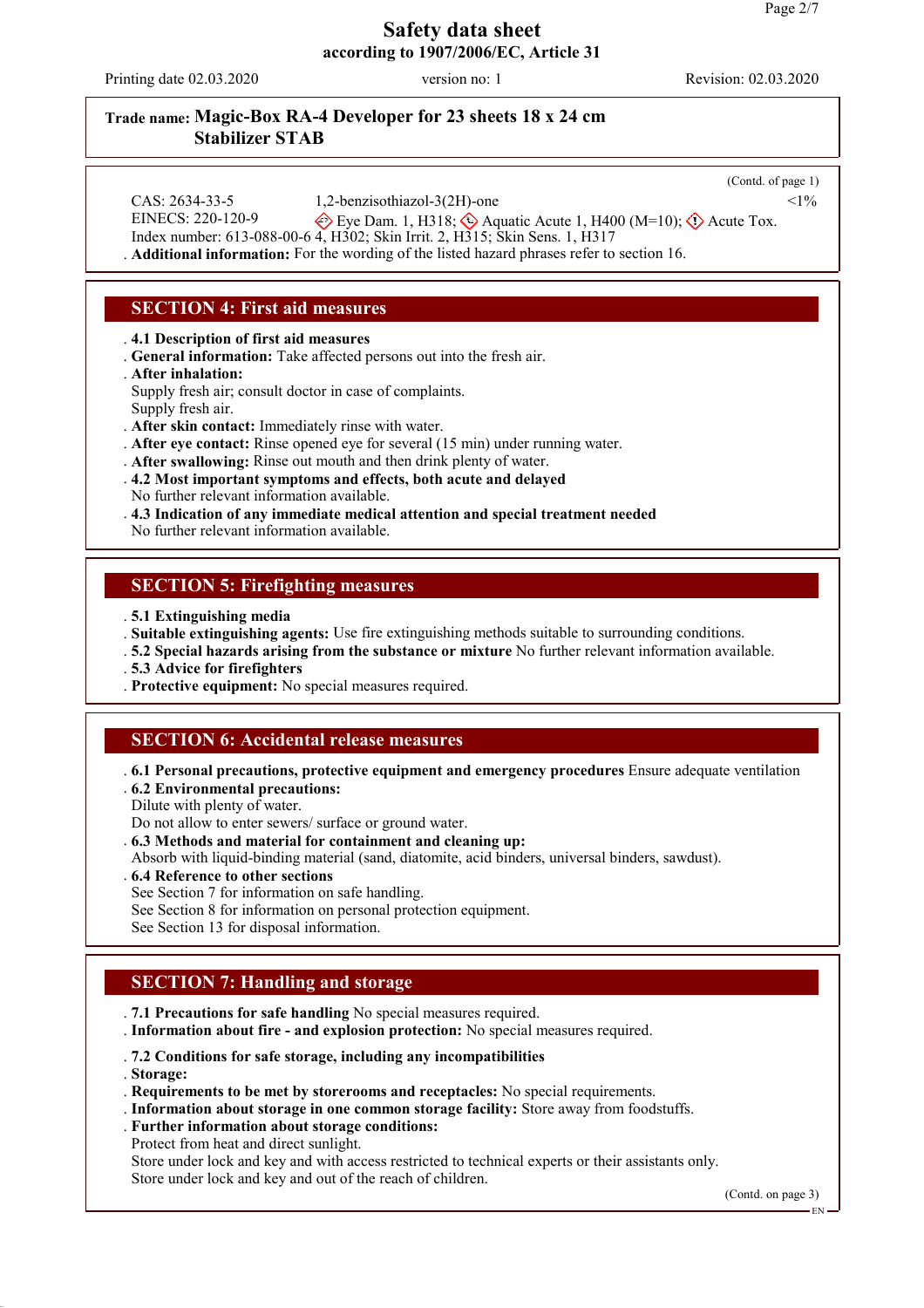# Safety data sheet

**according to 1907/2006/EC, Article 31**

Printing date 02.03.2020 | version no: 1 | Revision: 02.03.2020

**Trade name: Magic-Box RA-4 Developer for 23 sheets 18 x 24 cm Stabilizer STAB**

(Contd. of page 1)

| | | |
|---|---|---|
| CAS: 2634-33-5<br>EINECS: 220-120-9<br>Index number: 613-088-00-6 | 1,2-benzisothiazol-3(2H)-one<br>Eye Dam. 1, H318; Aquatic Acute 1, H400 (M=10); Acute Tox. 4, H302; Skin Irrit. 2, H315; Skin Sens. 1, H317 | <1% |

**Additional information:** For the wording of the listed hazard phrases refer to section 16.

## SECTION 4: First aid measures

- **4.1 Description of first aid measures**
- **General information:** Take affected persons out into the fresh air.
- **After inhalation:**
  Supply fresh air; consult doctor in case of complaints.
  Supply fresh air.
- **After skin contact:** Immediately rinse with water.
- **After eye contact:** Rinse opened eye for several (15 min) under running water.
- **After swallowing:** Rinse out mouth and then drink plenty of water.
- **4.2 Most important symptoms and effects, both acute and delayed**
  No further relevant information available.
- **4.3 Indication of any immediate medical attention and special treatment needed**
  No further relevant information available.

## SECTION 5: Firefighting measures

- **5.1 Extinguishing media**
- **Suitable extinguishing agents:** Use fire extinguishing methods suitable to surrounding conditions.
- **5.2 Special hazards arising from the substance or mixture** No further relevant information available.
- **5.3 Advice for firefighters**
- **Protective equipment:** No special measures required.

## SECTION 6: Accidental release measures

- **6.1 Personal precautions, protective equipment and emergency procedures** Ensure adequate ventilation
- **6.2 Environmental precautions:**
  Dilute with plenty of water.
  Do not allow to enter sewers/ surface or ground water.
- **6.3 Methods and material for containment and cleaning up:**
  Absorb with liquid-binding material (sand, diatomite, acid binders, universal binders, sawdust).
- **6.4 Reference to other sections**
  See Section 7 for information on safe handling.
  See Section 8 for information on personal protection equipment.
  See Section 13 for disposal information.

## SECTION 7: Handling and storage

- **7.1 Precautions for safe handling** No special measures required.
- **Information about fire - and explosion protection:** No special measures required.
- **7.2 Conditions for safe storage, including any incompatibilities**
- **Storage:**
- **Requirements to be met by storerooms and receptacles:** No special requirements.
- **Information about storage in one common storage facility:** Store away from foodstuffs.
- **Further information about storage conditions:**
  Protect from heat and direct sunlight.
  Store under lock and key and with access restricted to technical experts or their assistants only.
  Store under lock and key and out of the reach of children.

(Contd. on page 3)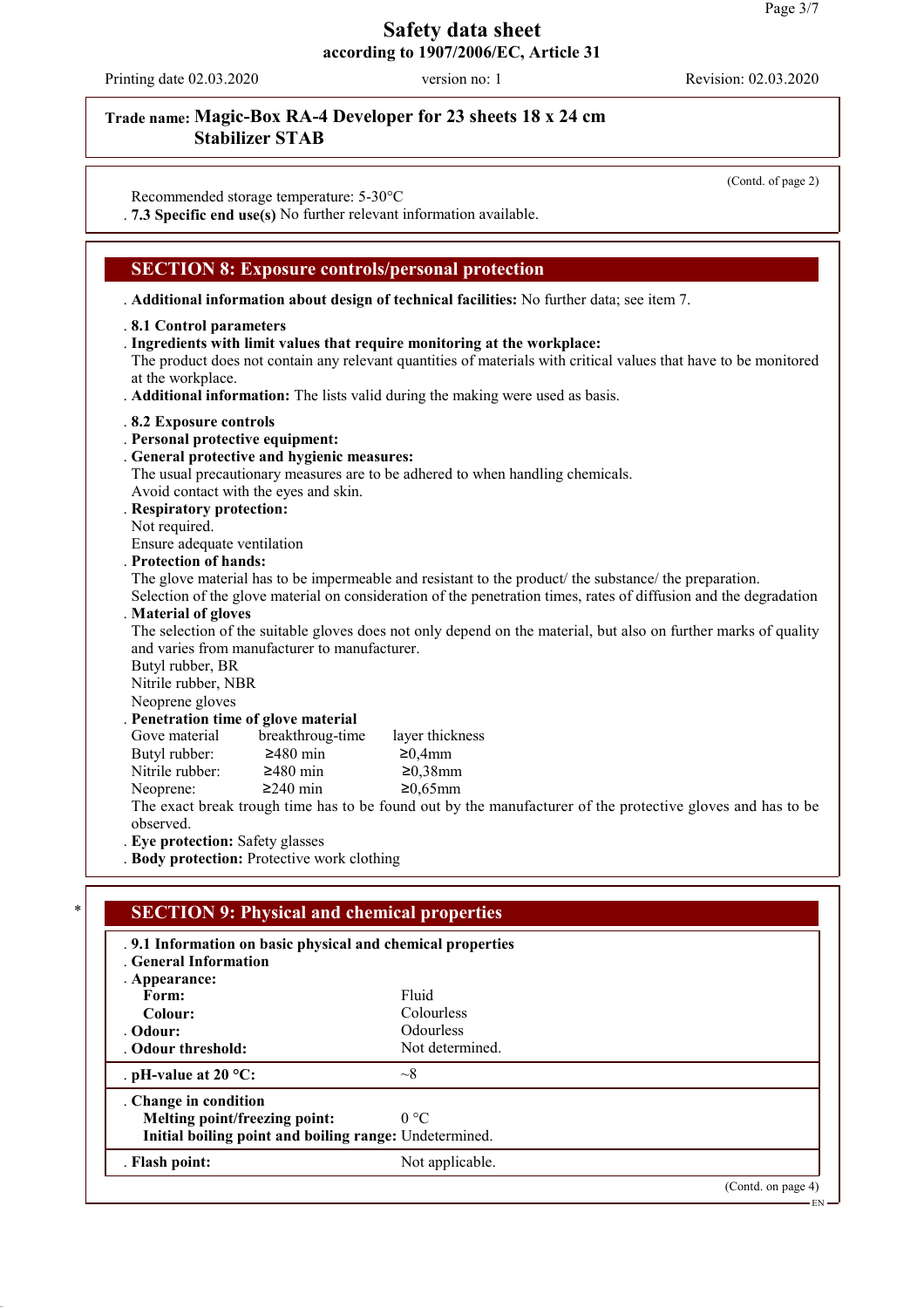# Safety data sheet
**according to 1907/2006/EC, Article 31**

Printing date 02.03.2020 | version no: 1 | Revision: 02.03.2020

**Trade name: Magic-Box RA-4 Developer for 23 sheets 18 x 24 cm Stabilizer STAB**

(Contd. of page 2)

Recommended storage temperature: 5-30°C
**· 7.3 Specific end use(s)** No further relevant information available.

## SECTION 8: Exposure controls/personal protection

**· Additional information about design of technical facilities:** No further data; see item 7.

**· 8.1 Control parameters**
**· Ingredients with limit values that require monitoring at the workplace:**
The product does not contain any relevant quantities of materials with critical values that have to be monitored at the workplace.
**· Additional information:** The lists valid during the making were used as basis.

**· 8.2 Exposure controls**
**· Personal protective equipment:**
**· General protective and hygienic measures:**
The usual precautionary measures are to be adhered to when handling chemicals.
Avoid contact with the eyes and skin.
**· Respiratory protection:**
Not required.
Ensure adequate ventilation
**· Protection of hands:**
The glove material has to be impermeable and resistant to the product/ the substance/ the preparation.
Selection of the glove material on consideration of the penetration times, rates of diffusion and the degradation
**· Material of gloves**
The selection of the suitable gloves does not only depend on the material, but also on further marks of quality and varies from manufacturer to manufacturer.
Butyl rubber, BR
Nitrile rubber, NBR
Neoprene gloves
**· Penetration time of glove material**

| Gove material | breakthroug-time | layer thickness |
|---|---|---|
| Butyl rubber: | ≥480 min | ≥0,4mm |
| Nitrile rubber: | ≥480 min | ≥0,38mm |
| Neoprene: | ≥240 min | ≥0,65mm |

The exact break trough time has to be found out by the manufacturer of the protective gloves and has to be observed.
**· Eye protection:** Safety glasses
**· Body protection:** Protective work clothing

## SECTION 9: Physical and chemical properties

**· 9.1 Information on basic physical and chemical properties**
**· General Information**
**· Appearance:**

| | |
|---|---|
| **Form:** | Fluid |
| **Colour:** | Colourless |
| **· Odour:** | Odourless |
| **· Odour threshold:** | Not determined. |
| **· pH-value at 20 °C:** | ~8 |
| **· Change in condition** | |
| **Melting point/freezing point:** | 0 °C |
| **Initial boiling point and boiling range:** | Undetermined. |
| **· Flash point:** | Not applicable. |

(Contd. on page 4)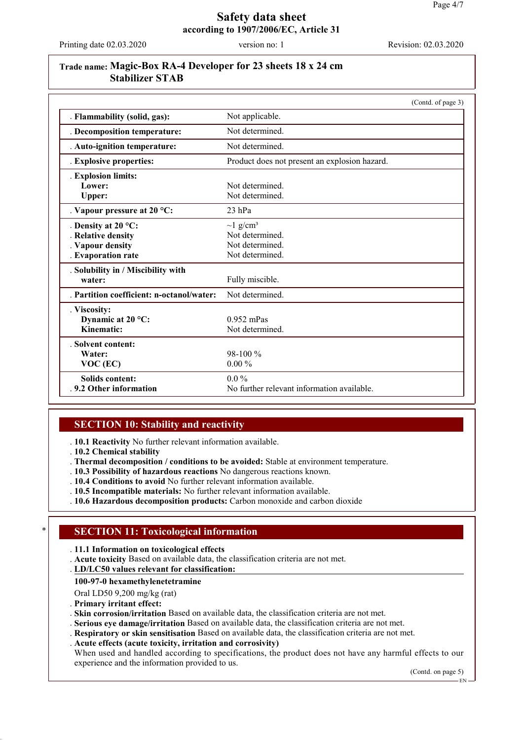**Trade name: Magic-Box RA-4 Developer for 23 sheets 18 x 24 cm Stabilizer STAB**

(Contd. of page 3)

| | |
|---|---|
| . **Flammability (solid, gas):** | Not applicable. |
| . **Decomposition temperature:** | Not determined. |
| . **Auto-ignition temperature:** | Not determined. |
| . **Explosive properties:** | Product does not present an explosion hazard. |
| . **Explosion limits:** | |
| **Lower:** | Not determined. |
| **Upper:** | Not determined. |
| . **Vapour pressure at 20 °C:** | 23 hPa |
| . **Density at 20 °C:** | ~1 g/cm³ |
| . **Relative density** | Not determined. |
| . **Vapour density** | Not determined. |
| . **Evaporation rate** | Not determined. |
| . **Solubility in / Miscibility with water:** | Fully miscible. |
| . **Partition coefficient: n-octanol/water:** | Not determined. |
| . **Viscosity:** | |
| **Dynamic at 20 °C:** | 0.952 mPas |
| **Kinematic:** | Not determined. |
| . **Solvent content:** | |
| **Water:** | 98-100 % |
| **VOC (EC)** | 0.00 % |
| **Solids content:** | 0.0 % |
| . **9.2 Other information** | No further relevant information available. |

## SECTION 10: Stability and reactivity

. **10.1 Reactivity** No further relevant information available.
. **10.2 Chemical stability**
. **Thermal decomposition / conditions to be avoided:** Stable at environment temperature.
. **10.3 Possibility of hazardous reactions** No dangerous reactions known.
. **10.4 Conditions to avoid** No further relevant information available.
. **10.5 Incompatible materials:** No further relevant information available.
. **10.6 Hazardous decomposition products:** Carbon monoxide and carbon dioxide

## * SECTION 11: Toxicological information

. **11.1 Information on toxicological effects**
. **Acute toxicity** Based on available data, the classification criteria are not met.
. **LD/LC50 values relevant for classification:**

**100-97-0 hexamethylenetetramine**

Oral LD50 9,200 mg/kg (rat)

. **Primary irritant effect:**
. **Skin corrosion/irritation** Based on available data, the classification criteria are not met.
. **Serious eye damage/irritation** Based on available data, the classification criteria are not met.
. **Respiratory or skin sensitisation** Based on available data, the classification criteria are not met.
. **Acute effects (acute toxicity, irritation and corrosivity)**
When used and handled according to specifications, the product does not have any harmful effects to our experience and the information provided to us.

(Contd. on page 5)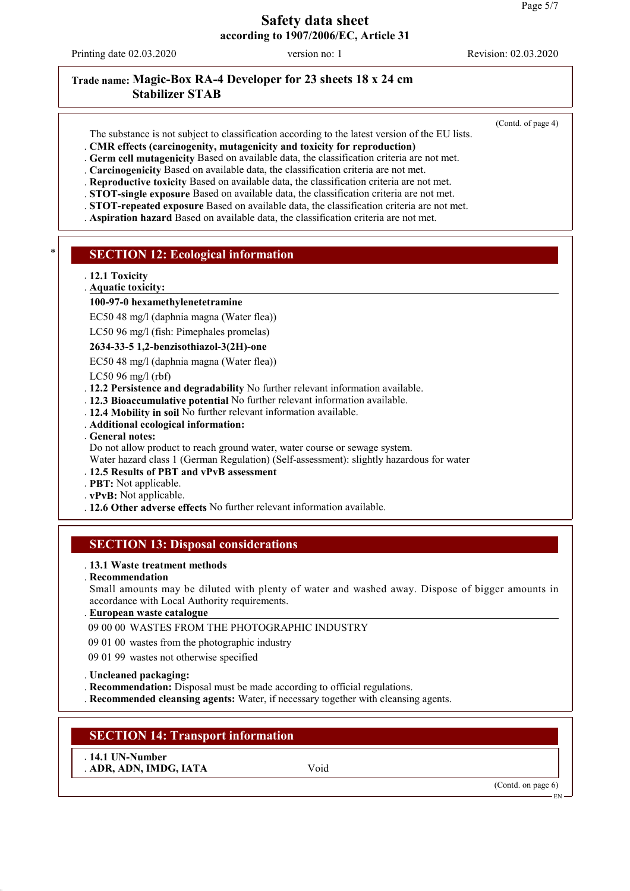**Trade name: Magic-Box RA-4 Developer for 23 sheets 18 x 24 cm Stabilizer STAB**

(Contd. of page 4)

The substance is not subject to classification according to the latest version of the EU lists.

- **CMR effects (carcinogenity, mutagenicity and toxicity for reproduction)**
- **Germ cell mutagenicity** Based on available data, the classification criteria are not met.
- **Carcinogenicity** Based on available data, the classification criteria are not met.
- **Reproductive toxicity** Based on available data, the classification criteria are not met.
- **STOT-single exposure** Based on available data, the classification criteria are not met.
- **STOT-repeated exposure** Based on available data, the classification criteria are not met.
- **Aspiration hazard** Based on available data, the classification criteria are not met.

## SECTION 12: Ecological information

- **12.1 Toxicity**
- **Aquatic toxicity:**

**100-97-0 hexamethylenetetramine**

EC50 48 mg/l (daphnia magna (Water flea))

LC50 96 mg/l (fish: Pimephales promelas)

**2634-33-5 1,2-benzisothiazol-3(2H)-one**

EC50 48 mg/l (daphnia magna (Water flea))

LC50 96 mg/l (rbf)

- **12.2 Persistence and degradability** No further relevant information available.
- **12.3 Bioaccumulative potential** No further relevant information available.
- **12.4 Mobility in soil** No further relevant information available.
- **Additional ecological information:**
- **General notes:**

  Do not allow product to reach ground water, water course or sewage system.

  Water hazard class 1 (German Regulation) (Self-assessment): slightly hazardous for water
- **12.5 Results of PBT and vPvB assessment**
- **PBT:** Not applicable.
- **vPvB:** Not applicable.
- **12.6 Other adverse effects** No further relevant information available.

## SECTION 13: Disposal considerations

- **13.1 Waste treatment methods**
- **Recommendation**

  Small amounts may be diluted with plenty of water and washed away. Dispose of bigger amounts in accordance with Local Authority requirements.
- **European waste catalogue**

09 00 00 WASTES FROM THE PHOTOGRAPHIC INDUSTRY

09 01 00 wastes from the photographic industry

09 01 99 wastes not otherwise specified

- **Uncleaned packaging:**
- **Recommendation:** Disposal must be made according to official regulations.
- **Recommended cleansing agents:** Water, if necessary together with cleansing agents.

## SECTION 14: Transport information

- **14.1 UN-Number**
- **ADR, ADN, IMDG, IATA** Void

(Contd. on page 6)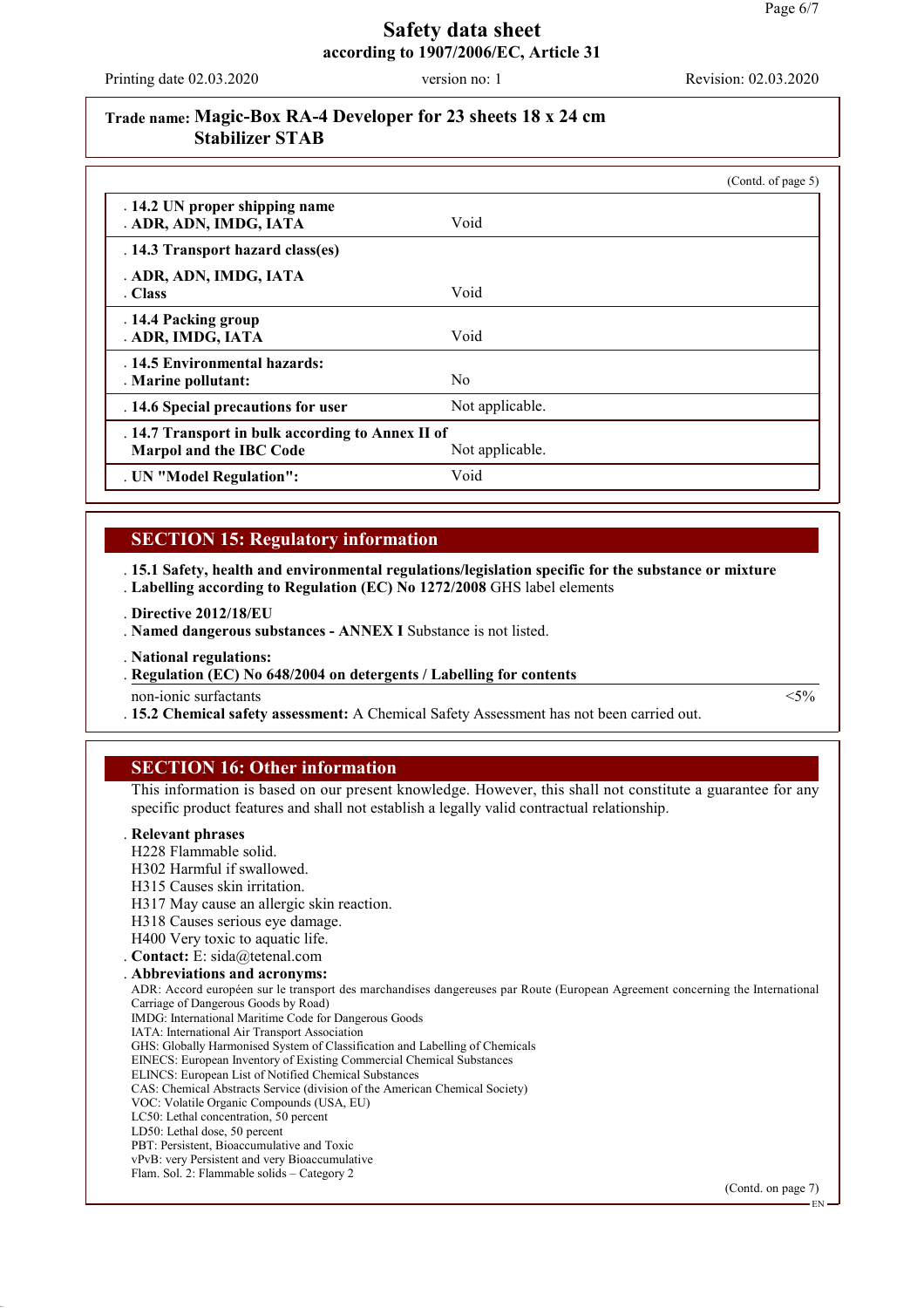**Trade name: Magic-Box RA-4 Developer for 23 sheets 18 x 24 cm Stabilizer STAB**

(Contd. of page 5)

| | |
|---|---|
| . **14.2 UN proper shipping name**<br>. **ADR, ADN, IMDG, IATA** | Void |
| . **14.3 Transport hazard class(es)**<br>. **ADR, ADN, IMDG, IATA**<br>. **Class** | Void |
| . **14.4 Packing group**<br>. **ADR, IMDG, IATA** | Void |
| . **14.5 Environmental hazards:**<br>. **Marine pollutant:** | No |
| . **14.6 Special precautions for user** | Not applicable. |
| . **14.7 Transport in bulk according to Annex II of Marpol and the IBC Code** | Not applicable. |
| . **UN "Model Regulation":** | Void |

## SECTION 15: Regulatory information

. **15.1 Safety, health and environmental regulations/legislation specific for the substance or mixture**
. **Labelling according to Regulation (EC) No 1272/2008** GHS label elements

. **Directive 2012/18/EU**
. **Named dangerous substances - ANNEX I** Substance is not listed.

. **National regulations:**
. **Regulation (EC) No 648/2004 on detergents / Labelling for contents**

| | |
|---|---|
| non-ionic surfactants | <5% |

. **15.2 Chemical safety assessment:** A Chemical Safety Assessment has not been carried out.

## SECTION 16: Other information

This information is based on our present knowledge. However, this shall not constitute a guarantee for any specific product features and shall not establish a legally valid contractual relationship.

. **Relevant phrases**
H228 Flammable solid.
H302 Harmful if swallowed.
H315 Causes skin irritation.
H317 May cause an allergic skin reaction.
H318 Causes serious eye damage.
H400 Very toxic to aquatic life.

. **Contact:** E: sida@tetenal.com

. **Abbreviations and acronyms:**
ADR: Accord européen sur le transport des marchandises dangereuses par Route (European Agreement concerning the International Carriage of Dangerous Goods by Road)
IMDG: International Maritime Code for Dangerous Goods
IATA: International Air Transport Association
GHS: Globally Harmonised System of Classification and Labelling of Chemicals
EINECS: European Inventory of Existing Commercial Chemical Substances
ELINCS: European List of Notified Chemical Substances
CAS: Chemical Abstracts Service (division of the American Chemical Society)
VOC: Volatile Organic Compounds (USA, EU)
LC50: Lethal concentration, 50 percent
LD50: Lethal dose, 50 percent
PBT: Persistent, Bioaccumulative and Toxic
vPvB: very Persistent and very Bioaccumulative
Flam. Sol. 2: Flammable solids – Category 2

(Contd. on page 7)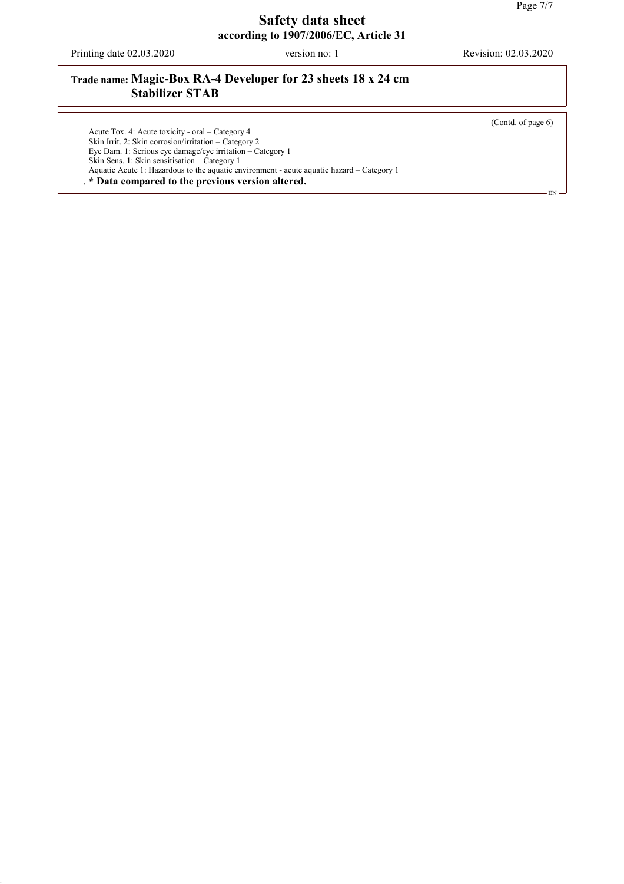Trade name: **Magic-Box RA-4 Developer for 23 sheets 18 x 24 cm Stabilizer STAB**

(Contd. of page 6)

Acute Tox. 4: Acute toxicity - oral – Category 4
Skin Irrit. 2: Skin corrosion/irritation – Category 2
Eye Dam. 1: Serious eye damage/eye irritation – Category 1
Skin Sens. 1: Skin sensitisation – Category 1
Aquatic Acute 1: Hazardous to the aquatic environment - acute aquatic hazard – Category 1

**\* Data compared to the previous version altered.**